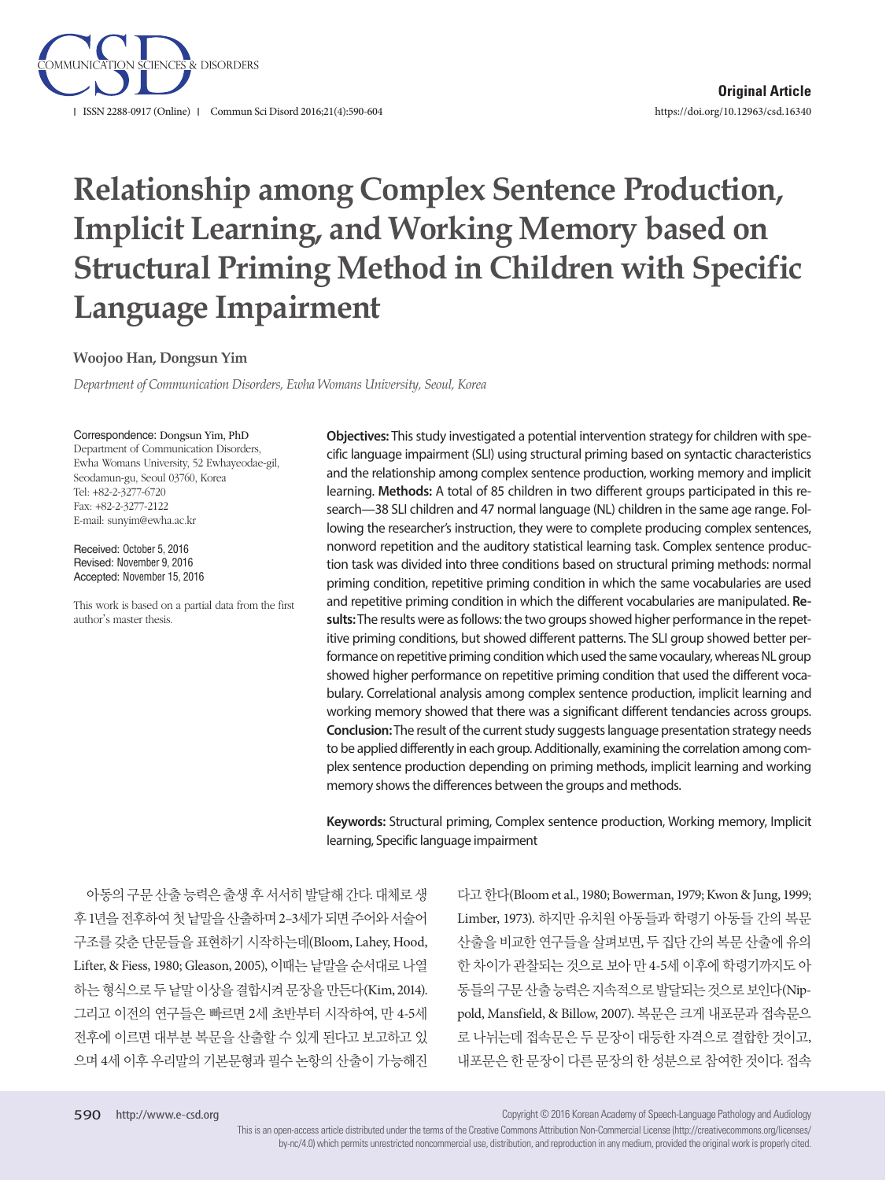Original Article

https://doi.org/10.12963/csd.16340

# Relationship among Complex Sentence Production, Implicit Learning, and Working Memory based on Structural Priming Method in Children with Specific Language Impairment

**Woojoo Han, Dongsun Yim**

*Department of Communication Disorders, Ewha Womans University, Seoul, Korea*

Correspondence: Dongsun Yim, PhD
Department of Communication Disorders, Ewha Womans University, 52 Ewhayeodae-gil, Seodamun-gu, Seoul 03760, Korea
Tel: +82-2-3277-6720
Fax: +82-2-3277-2122
E-mail: sunyim@ewha.ac.kr

Received: October 5, 2016
Revised: November 9, 2016
Accepted: November 15, 2016

This work is based on a partial data from the first author's master thesis.

**Objectives:** This study investigated a potential intervention strategy for children with specific language impairment (SLI) using structural priming based on syntactic characteristics and the relationship among complex sentence production, working memory and implicit learning. **Methods:** A total of 85 children in two different groups participated in this research—38 SLI children and 47 normal language (NL) children in the same age range. Following the researcher's instruction, they were to complete producing complex sentences, nonword repetition and the auditory statistical learning task. Complex sentence production task was divided into three conditions based on structural priming methods: normal priming condition, repetitive priming condition in which the same vocabularies are used and repetitive priming condition in which the different vocabularies are manipulated. **Results:** The results were as follows: the two groups showed higher performance in the repetitive priming conditions, but showed different patterns. The SLI group showed better performance on repetitive priming condition which used the same vocaulary, whereas NL group showed higher performance on repetitive priming condition that used the different vocabulary. Correlational analysis among complex sentence production, implicit learning and working memory showed that there was a significant different tendancies across groups. **Conclusion:** The result of the current study suggests language presentation strategy needs to be applied differently in each group. Additionally, examining the correlation among complex sentence production depending on priming methods, implicit learning and working memory shows the differences between the groups and methods.

**Keywords:** Structural priming, Complex sentence production, Working memory, Implicit learning, Specific language impairment

아동의 구문 산출 능력은 출생 후 서서히 발달해 간다. 대체로 생후 1년을 전후하여 첫 낱말을 산출하며 2-3세가 되면 주어와 서술어 구조를 갖춘 단문들을 표현하기 시작하는데(Bloom, Lahey, Hood, Lifter, & Fiess, 1980; Gleason, 2005), 이때는 낱말을 순서대로 나열하는 형식으로 두 낱말 이상을 결합시켜 문장을 만든다(Kim, 2014). 그리고 이전의 연구들은 빠르면 2세 초반부터 시작하여, 만 4-5세 전후에 이르면 대부분 복문을 산출할 수 있게 된다고 보고하고 있으며 4세 이후 우리말의 기본문형과 필수 논항의 산출이 가능해진다고 한다(Bloom et al., 1980; Bowerman, 1979; Kwon & Jung, 1999; Limber, 1973). 하지만 유치원 아동들과 학령기 아동들 간의 복문 산출을 비교한 연구들을 살펴보면, 두 집단 간의 복문 산출에 유의한 차이가 관찰되는 것으로 보아 만 4-5세 이후에 학령기까지도 아동들의 구문 산출 능력은 지속적으로 발달되는 것으로 보인다(Nippold, Mansfield, & Billow, 2007). 복문은 크게 내포문과 접속문으로 나뉘는데 접속문은 두 문장이 대등한 자격으로 결합한 것이고, 내포문은 한 문장이 다른 문장의 한 성분으로 참여한 것이다. 접속

Copyright © 2016 Korean Academy of Speech-Language Pathology and Audiology

This is an open-access article distributed under the terms of the Creative Commons Attribution Non-Commercial License (http://creativecommons.org/licenses/by-nc/4.0) which permits unrestricted noncommercial use, distribution, and reproduction in any medium, provided the original work is properly cited.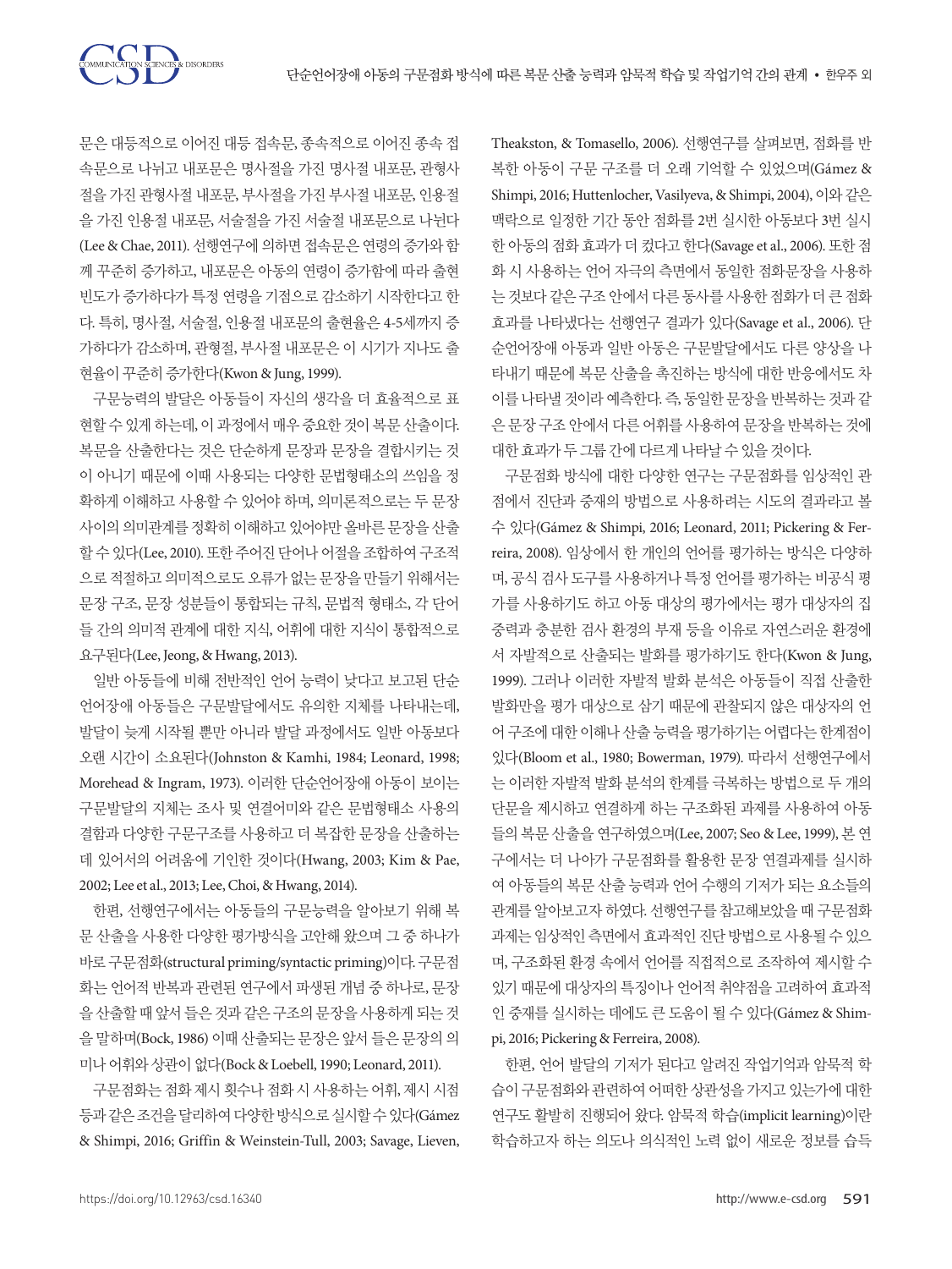문은 대등적으로 이어진 대등 접속문, 종속적으로 이어진 종속 접속문으로 나뉘고 내포문은 명사절을 가진 명사절 내포문, 관형사절을 가진 관형사절 내포문, 부사절을 가진 부사절 내포문, 인용절을 가진 인용절 내포문, 서술절을 가진 서술절 내포문으로 나뉜다 (Lee & Chae, 2011). 선행연구에 의하면 접속문은 연령의 증가와 함께 꾸준히 증가하고, 내포문은 아동의 연령이 증가함에 따라 출현 빈도가 증가하다가 특정 연령을 기점으로 감소하기 시작한다고 한다. 특히, 명사절, 서술절, 인용절 내포문의 출현율은 4-5세까지 증가하다가 감소하며, 관형절, 부사절 내포문은 이 시기가 지나도 출현율이 꾸준히 증가한다(Kwon & Jung, 1999).

구문능력의 발달은 아동들이 자신의 생각을 더 효율적으로 표현할 수 있게 하는데, 이 과정에서 매우 중요한 것이 복문 산출이다. 복문을 산출한다는 것은 단순하게 문장과 문장을 결합시키는 것이 아니기 때문에 이때 사용되는 다양한 문법형태소의 쓰임을 정확하게 이해하고 사용할 수 있어야 하며, 의미론적으로는 두 문장 사이의 의미관계를 정확히 이해하고 있어야만 올바른 문장을 산출할 수 있다(Lee, 2010). 또한 주어진 단어나 어절을 조합하여 구조적으로 적절하고 의미적으로도 오류가 없는 문장을 만들기 위해서는 문장 구조, 문장 성분들이 통합되는 규칙, 문법적 형태소, 각 단어들 간의 의미적 관계에 대한 지식, 어휘에 대한 지식이 통합적으로 요구된다(Lee, Jeong, & Hwang, 2013).

일반 아동들에 비해 전반적인 언어 능력이 낮다고 보고된 단순언어장애 아동들은 구문발달에서도 유의한 지체를 나타내는데, 발달이 늦게 시작될 뿐만 아니라 발달 과정에서도 일반 아동보다 오랜 시간이 소요된다(Johnston & Kamhi, 1984; Leonard, 1998; Morehead & Ingram, 1973). 이러한 단순언어장애 아동이 보이는 구문발달의 지체는 조사 및 연결어미와 같은 문법형태소 사용의 결함과 다양한 구문구조를 사용하고 더 복잡한 문장을 산출하는 데 있어서의 어려움에 기인한 것이다(Hwang, 2003; Kim & Pae, 2002; Lee et al., 2013; Lee, Choi, & Hwang, 2014).

한편, 선행연구에서는 아동들의 구문능력을 알아보기 위해 복문 산출을 사용한 다양한 평가방식을 고안해 왔으며 그 중 하나가 바로 구문점화(structural priming/syntactic priming)이다. 구문점화는 언어적 반복과 관련된 연구에서 파생된 개념 중 하나로, 문장을 산출할 때 앞서 들은 것과 같은 구조의 문장을 사용하게 되는 것을 말하며(Bock, 1986) 이때 산출되는 문장은 앞서 들은 문장의 의미나 어휘와 상관이 없다(Bock & Loebell, 1990; Leonard, 2011).

구문점화는 점화 제시 횟수나 점화 시 사용하는 어휘, 제시 시점 등과 같은 조건을 달리하여 다양한 방식으로 실시할 수 있다(Gámez & Shimpi, 2016; Griffin & Weinstein-Tull, 2003; Savage, Lieven, Theakston, & Tomasello, 2006). 선행연구를 살펴보면, 점화를 반복한 아동이 구문 구조를 더 오래 기억할 수 있었으며(Gámez & Shimpi, 2016; Huttenlocher, Vasilyeva, & Shimpi, 2004), 이와 같은 맥락으로 일정한 기간 동안 점화를 2번 실시한 아동보다 3번 실시한 아동의 점화 효과가 더 컸다고 한다(Savage et al., 2006). 또한 점화 시 사용하는 언어 자극의 측면에서 동일한 점화문장을 사용하는 것보다 같은 구조 안에서 다른 동사를 사용한 점화가 더 큰 점화 효과를 나타냈다는 선행연구 결과가 있다(Savage et al., 2006). 단순언어장애 아동과 일반 아동은 구문발달에서도 다른 양상을 나타내기 때문에 복문 산출을 촉진하는 방식에 대한 반응에서도 차이를 나타낼 것이라 예측한다. 즉, 동일한 문장을 반복하는 것과 같은 문장 구조 안에서 다른 어휘를 사용하여 문장을 반복하는 것에 대한 효과가 두 그룹 간에 다르게 나타날 수 있을 것이다.

구문점화 방식에 대한 다양한 연구는 구문점화를 임상적인 관점에서 진단과 중재의 방법으로 사용하려는 시도의 결과라고 볼 수 있다(Gámez & Shimpi, 2016; Leonard, 2011; Pickering & Ferreira, 2008). 임상에서 한 개인의 언어를 평가하는 방식은 다양하며, 공식 검사 도구를 사용하거나 특정 언어를 평가하는 비공식 평가를 사용하기도 하고 아동 대상의 평가에서는 평가 대상자의 집중력과 충분한 검사 환경의 부재 등을 이유로 자연스러운 환경에서 자발적으로 산출되는 발화를 평가하기도 한다(Kwon & Jung, 1999). 그러나 이러한 자발적 발화 분석은 아동들이 직접 산출한 발화만을 평가 대상으로 삼기 때문에 관찰되지 않은 대상자의 언어 구조에 대한 이해나 산출 능력을 평가하기는 어렵다는 한계점이 있다(Bloom et al., 1980; Bowerman, 1979). 따라서 선행연구에서는 이러한 자발적 발화 분석의 한계를 극복하는 방법으로 두 개의 단문을 제시하고 연결하게 하는 구조화된 과제를 사용하여 아동들의 복문 산출을 연구하였으며(Lee, 2007; Seo & Lee, 1999), 본 연구에서는 더 나아가 구문점화를 활용한 문장 연결과제를 실시하여 아동들의 복문 산출 능력과 언어 수행의 기저가 되는 요소들의 관계를 알아보고자 하였다. 선행연구를 참고해보았을 때 구문점화 과제는 임상적인 측면에서 효과적인 진단 방법으로 사용될 수 있으며, 구조화된 환경 속에서 언어를 직접적으로 조작하여 제시할 수 있기 때문에 대상자의 특징이나 언어적 취약점을 고려하여 효과적인 중재를 실시하는 데에도 큰 도움이 될 수 있다(Gámez & Shimpi, 2016; Pickering & Ferreira, 2008).

한편, 언어 발달의 기저가 된다고 알려진 작업기억과 암묵적 학습이 구문점화와 관련하여 어떠한 상관성을 가지고 있는가에 대한 연구도 활발히 진행되어 왔다. 암묵적 학습(implicit learning)이란 학습하고자 하는 의도나 의식적인 노력 없이 새로운 정보를 습득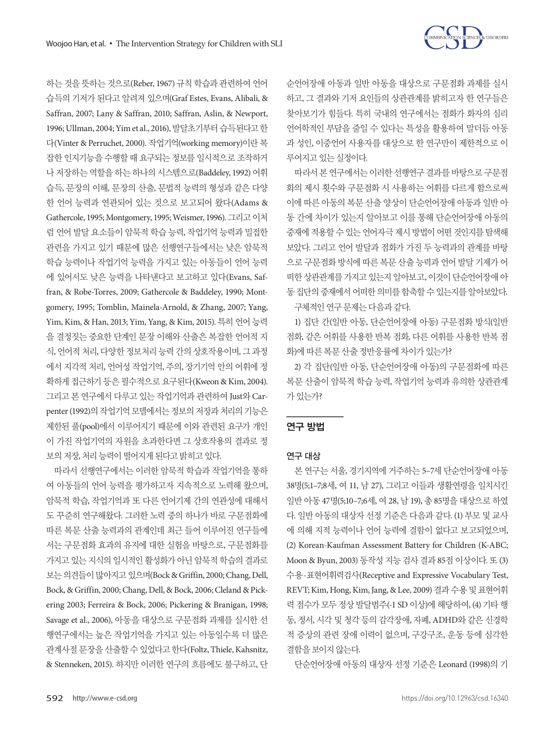하는 것을 뜻하는 것으로(Reber, 1967) 규칙 학습과 관련하여 언어 습득의 기저가 된다고 알려져 있으며(Graf Estes, Evans, Alibali, & Saffran, 2007; Lany & Saffran, 2010; Saffran, Aslin, & Newport, 1996; Ullman, 2004; Yim et al., 2016), 발달초기부터 습득된다고 한다(Vinter & Perruchet, 2000). 작업기억(working memory)이란 복잡한 인지기능을 수행할 때 요구되는 정보를 일시적으로 조작하거나 저장하는 역할을 하는 하나의 시스템으로(Baddeley, 1992) 어휘 습득, 문장의 이해, 문장의 산출, 문법적 능력의 형성과 같은 다양한 언어 능력과 연관되어 있는 것으로 보고되어 왔다(Adams & Gathercole, 1995; Montgomery, 1995; Weismer, 1996). 그리고 이처럼 언어 발달 요소들이 암묵적 학습 능력, 작업기억 능력과 밀접한 관련을 가지고 있기 때문에 많은 선행연구들에서는 낮은 암묵적 학습 능력이나 작업기억 능력을 가지고 있는 아동들이 언어 능력에 있어서도 낮은 능력을 나타낸다고 보고하고 있다(Evans, Saffran, & Robe-Torres, 2009; Gathercole & Baddeley, 1990; Montgomery, 1995; Tomblin, Mainela-Arnold, & Zhang, 2007; Yang, Yim, Kim, & Han, 2013; Yim, Yang, & Kim, 2015). 특히 언어 능력을 결정짓는 중요한 단계인 문장 이해와 산출은 복잡한 언어적 지식, 언어적 처리, 다양한 정보처리 능력 간의 상호작용이며, 그 과정에서 지각적 처리, 언어성 작업기억, 주의, 장기기억 안의 어휘에 정확하게 접근하기 등은 필수적으로 요구된다(Kweon & Kim, 2004). 그리고 본 연구에서 다루고 있는 작업기억과 관련하여 Just와 Carpenter (1992)의 작업기억 모델에서는 정보의 저장과 처리의 기능은 제한된 풀(pool)에서 이루어지기 때문에 이와 관련된 요구가 개인이 가진 작업기억의 자원을 초과한다면 그 상호작용의 결과로 정보의 저장, 처리 능력이 떨어지게 된다고 밝히고 있다.

따라서 선행연구에서는 이러한 암묵적 학습과 작업기억을 통하여 아동들의 언어 능력을 평가하고자 지속적으로 노력해 왔으며, 암묵적 학습, 작업기억과 또 다른 언어기제 간의 연관성에 대해서도 꾸준히 연구해왔다. 그러한 노력 중의 하나가 바로 구문점화에 따른 복문 산출 능력과의 관계인데 최근 들어 이루어진 연구들에서는 구문점화 효과의 유지에 대한 실험을 바탕으로, 구문점화를 가지고 있는 지식의 일시적인 활성화가 아닌 암묵적 학습의 결과로 보는 의견들이 많아지고 있으며(Bock & Griffin, 2000; Chang, Dell, Bock, & Griffin, 2000; Chang, Dell, & Bock, 2006; Cleland & Pickering 2003; Ferreira & Bock, 2006; Pickering & Branigan, 1998; Savage et al., 2006), 아동을 대상으로 구문점화 과제를 실시한 선행연구에서는 높은 작업기억을 가지고 있는 아동일수록 더 많은 관계사절 문장을 산출할 수 있었다고 한다(Foltz, Thiele, Kahsnitz, & Stenneken, 2015). 하지만 이러한 연구의 흐름에도 불구하고, 단순언어장애 아동과 일반 아동을 대상으로 구문점화 과제를 실시하고, 그 결과와 기저 요인들의 상관관계를 밝히고자 한 연구들은 찾아보기가 힘들다. 특히 국내의 연구에서는 점화가 화자의 심리언어학적인 부담을 줄일 수 있다는 특성을 활용하여 말더듬 아동과 성인, 이중언어 사용자를 대상으로 한 연구만이 제한적으로 이루어지고 있는 실정이다.

따라서 본 연구에서는 이러한 선행연구 결과를 바탕으로 구문점화의 제시 횟수와 구문점화 시 사용하는 어휘를 다르게 함으로써 이에 따른 아동의 복문 산출 양상이 단순언어장애 아동과 일반 아동 간에 차이가 있는지 알아보고 이를 통해 단순언어장애 아동의 중재에 적용할 수 있는 언어자극 제시 방법이 어떤 것인지를 탐색해 보았다. 그리고 언어 발달과 점화가 가진 두 능력과의 관계를 바탕으로 구문점화 방식에 따른 복문 산출 능력과 언어 발달 기제가 어떠한 상관관계를 가지고 있는지 알아보고, 이것이 단순언어장애 아동 집단의 중재에서 어떠한 의미를 함축할 수 있는지를 알아보았다.

구체적인 연구 문제는 다음과 같다.

1) 집단 간(일반 아동, 단순언어장애 아동) 구문점화 방식(일반 점화, 같은 어휘를 사용한 반복 점화, 다른 어휘를 사용한 반복 점화)에 따른 복문 산출 정반응률에 차이가 있는가?

2) 각 집단(일반 아동, 단순언어장애 아동)의 구문점화에 따른 복문 산출이 암묵적 학습 능력, 작업기억 능력과 유의한 상관관계가 있는가?

## 연구 방법

### 연구 대상

본 연구는 서울, 경기지역에 거주하는 5–7세 단순언어장애 아동 38명(5;1–7;8세, 여 11, 남 27), 그리고 이들과 생활연령을 일치시킨 일반 아동 47명(5;10–7;6세, 여 28, 남 19), 총 85명을 대상으로 하였다. 일반 아동의 대상자 선정 기준은 다음과 같다. (1) 부모 및 교사에 의해 지적 능력이나 언어 능력에 결함이 없다고 보고되었으며, (2) Korean-Kaufman Assessment Battery for Children (K-ABC; Moon & Byun, 2003) 동작성 지능 검사 결과 85점 이상이다. 또 (3) 수용·표현어휘력검사(Receptive and Expressive Vocabulary Test, REVT; Kim, Hong, Kim, Jang, & Lee, 2009) 결과 수용 및 표현어휘력 점수가 모두 정상 발달범주(-1 SD 이상)에 해당하여, (4) 기타 행동, 정서, 시각 및 청각 등의 감각장애, 자폐, ADHD와 같은 신경학적 증상의 관련 장애 이력이 없으며, 구강구조, 운동 등에 심각한 결함을 보이지 않는다.

단순언어장애 아동의 대상자 선정 기준은 Leonard (1998)의 기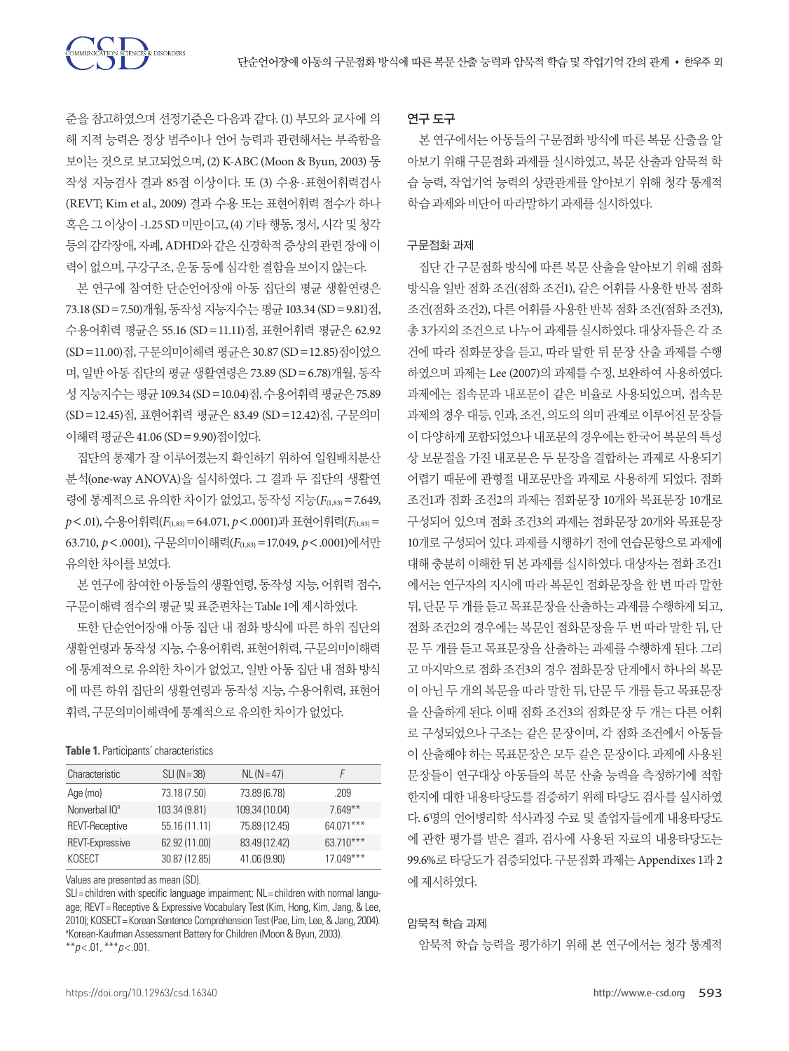준을 참고하였으며 선정기준은 다음과 같다. (1) 부모와 교사에 의해 지적 능력은 정상 범주이나 언어 능력과 관련해서는 부족함을 보이는 것으로 보고되었으며, (2) K-ABC (Moon & Byun, 2003) 동작성 지능검사 결과 85점 이상이다. 또 (3) 수용·표현어휘력검사(REVT; Kim et al., 2009) 결과 수용 또는 표현어휘력 점수가 하나 혹은 그 이상이 -1.25 SD 미만이고, (4) 기타 행동, 정서, 시각 및 청각 등의 감각장애, 자폐, ADHD와 같은 신경학적 증상의 관련 장애 이력이 없으며, 구강구조, 운동 등에 심각한 결함을 보이지 않는다.

본 연구에 참여한 단순언어장애 아동 집단의 평균 생활연령은 73.18 (SD = 7.50)개월, 동작성 지능지수는 평균 103.34 (SD = 9.81)점, 수용어휘력 평균은 55.16 (SD = 11.11)점, 표현어휘력 평균은 62.92 (SD = 11.00)점, 구문의미이해력 평균은 30.87 (SD = 12.85)점이었으며, 일반 아동 집단의 평균 생활연령은 73.89 (SD = 6.78)개월, 동작성 지능지수는 평균 109.34 (SD = 10.04)점, 수용어휘력 평균은 75.89 (SD = 12.45)점, 표현어휘력 평균은 83.49 (SD = 12.42)점, 구문의미이해력 평균은 41.06 (SD = 9.90)점이었다.

집단의 통제가 잘 이루어졌는지 확인하기 위하여 일원배치분산분석(one-way ANOVA)을 실시하였다. 그 결과 두 집단의 생활연령에 통계적으로 유의한 차이가 없었고, 동작성 지능($F_{(1,83)}$ = 7.649, $p$ < .01), 수용어휘력($F_{(1,83)}$ = 64.071, $p$ < .0001)과 표현어휘력($F_{(1,83)}$ = 63.710, $p$ < .0001), 구문의미이해력($F_{(1,83)}$ = 17.049, $p$ < .0001)에서만 유의한 차이를 보였다.

본 연구에 참여한 아동들의 생활연령, 동작성 지능, 어휘력 점수, 구문이해력 점수의 평균 및 표준편차는 Table 1에 제시하였다.

또한 단순언어장애 아동 집단 내 점화 방식에 따른 하위 집단의 생활연령과 동작성 지능, 수용어휘력, 표현어휘력, 구문의미이해력에 통계적으로 유의한 차이가 없었고, 일반 아동 집단 내 점화 방식에 따른 하위 집단의 생활연령과 동작성 지능, 수용어휘력, 표현어휘력, 구문의미이해력에 통계적으로 유의한 차이가 없었다.

**Table 1.** Participants' characteristics

| Characteristic | SLI (N = 38) | NL (N = 47) | *F* |
|---|---|---|---|
| Age (mo) | 73.18 (7.50) | 73.89 (6.78) | .209 |
| Nonverbal IQ[a] | 103.34 (9.81) | 109.34 (10.04) | 7.649** |
| REVT-Receptive | 55.16 (11.11) | 75.89 (12.45) | 64.071*** |
| REVT-Expressive | 62.92 (11.00) | 83.49 (12.42) | 63.710*** |
| KOSECT | 30.87 (12.85) | 41.06 (9.90) | 17.049*** |

Values are presented as mean (SD).

SLI = children with specific language impairment; NL = children with normal language; REVT = Receptive & Expressive Vocabulary Test (Kim, Hong, Kim, Jang, & Lee, 2010); KOSECT = Korean Sentence Comprehension Test (Pae, Lim, Lee, & Jang, 2004).
[a]Korean-Kaufman Assessment Battery for Children (Moon & Byun, 2003).
**$p$ < .01, ***$p$ < .001.

## 연구 도구

본 연구에서는 아동들의 구문점화 방식에 따른 복문 산출을 알아보기 위해 구문점화 과제를 실시하였고, 복문 산출과 암묵적 학습 능력, 작업기억 능력의 상관관계를 알아보기 위해 청각 통계적 학습 과제와 비단어 따라말하기 과제를 실시하였다.

### 구문점화 과제

집단 간 구문점화 방식에 따른 복문 산출을 알아보기 위해 점화방식을 일반 점화 조건(점화 조건1), 같은 어휘를 사용한 반복 점화 조건(점화 조건2), 다른 어휘를 사용한 반복 점화 조건(점화 조건3), 총 3가지의 조건으로 나누어 과제를 실시하였다. 대상자들은 각 조건에 따라 점화문장을 듣고, 따라 말한 뒤 문장 산출 과제를 수행하였으며 과제는 Lee (2007)의 과제를 수정, 보완하여 사용하였다. 과제에는 접속문과 내포문이 같은 비율로 사용되었으며, 접속문 과제의 경우 대등, 인과, 조건, 의도의 의미 관계로 이루어진 문장들이 다양하게 포함되었으나 내포문의 경우에는 한국어 복문의 특성상 보문절을 가진 내포문은 두 문장을 결합하는 과제로 사용되기 어렵기 때문에 관형절 내포문만을 과제로 사용하게 되었다. 점화 조건1과 점화 조건2의 과제는 점화문장 10개와 목표문장 10개로 구성되어 있으며 점화 조건3의 과제는 점화문장 20개와 목표문장 10개로 구성되어 있다. 과제를 시행하기 전에 연습문항으로 과제에 대해 충분히 이해한 뒤 본 과제를 실시하였다. 대상자는 점화 조건1에서는 연구자의 지시에 따라 복문인 점화문장을 한 번 따라 말한 뒤, 단문 두 개를 듣고 목표문장을 산출하는 과제를 수행하게 되고, 점화 조건2의 경우에는 복문인 점화문장을 두 번 따라 말한 뒤, 단문 두 개를 듣고 목표문장을 산출하는 과제를 수행하게 된다. 그리고 마지막으로 점화 조건3의 경우 점화문장 단계에서 하나의 복문이 아닌 두 개의 복문을 따라 말한 뒤, 단문 두 개를 듣고 목표문장을 산출하게 된다. 이때 점화 조건3의 점화문장 두 개는 다른 어휘로 구성되었으나 구조는 같은 문장이며, 각 점화 조건에서 아동들이 산출해야 하는 목표문장은 모두 같은 문장이다. 과제에 사용된 문장들이 연구대상 아동들의 복문 산출 능력을 측정하기에 적합한지에 대한 내용타당도를 검증하기 위해 타당도 검사를 실시하였다. 6명의 언어병리학 석사과정 수료 및 졸업자들에게 내용타당도에 관한 평가를 받은 결과, 검사에 사용된 자료의 내용타당도는 99.6%로 타당도가 검증되었다. 구문점화 과제는 Appendixes 1과 2에 제시하였다.

### 암묵적 학습 과제

암묵적 학습 능력을 평가하기 위해 본 연구에서는 청각 통계적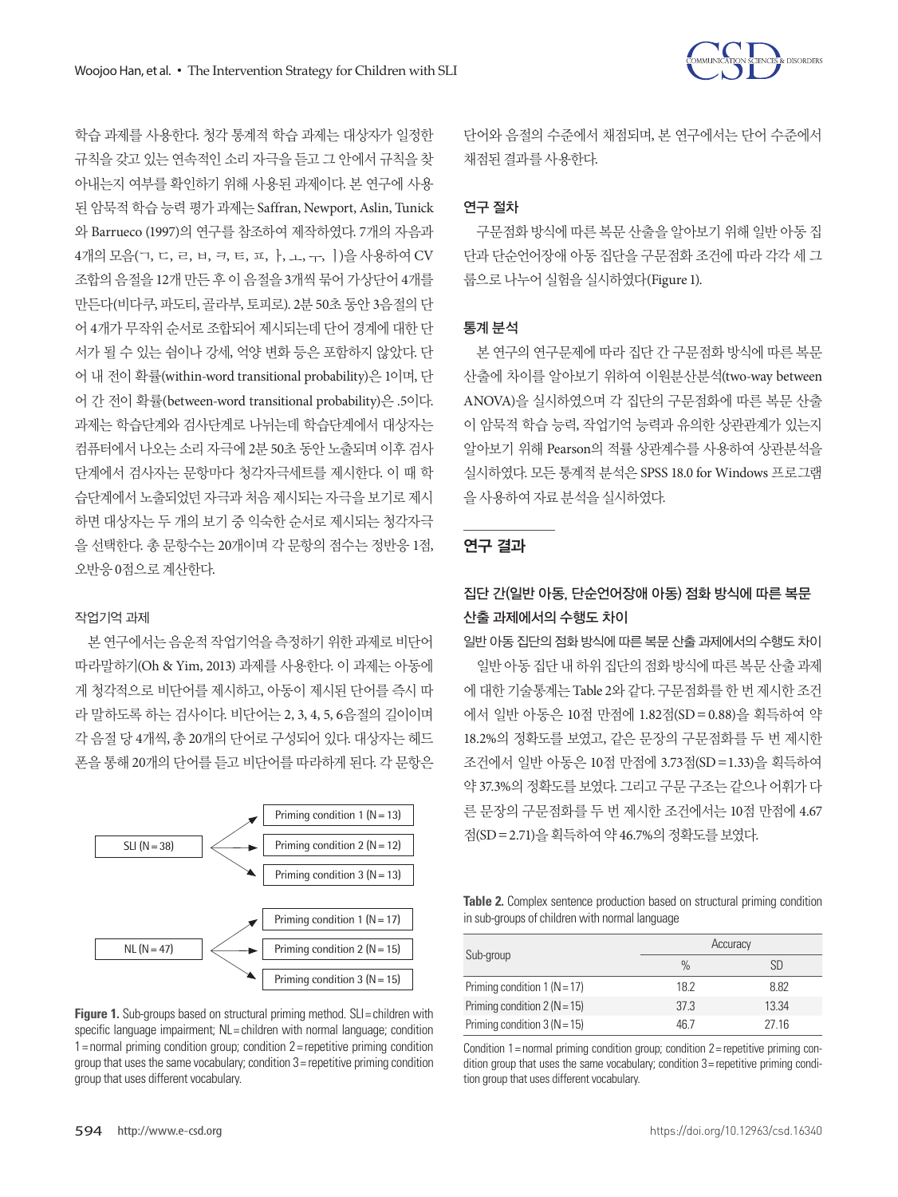학습 과제를 사용한다. 청각 통계적 학습 과제는 대상자가 일정한 규칙을 갖고 있는 연속적인 소리 자극을 듣고 그 안에서 규칙을 찾아내는지 여부를 확인하기 위해 사용된 과제이다. 본 연구에 사용된 암묵적 학습 능력 평가 과제는 Saffran, Newport, Aslin, Tunick와 Barrueco (1997)의 연구를 참조하여 제작하였다. 7개의 자음과 4개의 모음(ㄱ, ㄷ, ㄹ, ㅂ, ㅋ, ㅌ, ㅍ, ㅏ, ㅗ, ㅜ, ㅣ)을 사용하여 CV 조합의 음절을 12개 만든 후 이 음절을 3개씩 묶어 가상단어 4개를 만든다(비다쿠, 파도티, 골라부, 토피로). 2분 50초 동안 3음절의 단어 4개가 무작위 순서로 조합되어 제시되는데 단어 경계에 대한 단서가 될 수 있는 쉼이나 강세, 억양 변화 등은 포함하지 않았다. 단어 내 전이 확률(within-word transitional probability)은 1이며, 단어 간 전이 확률(between-word transitional probability)은 .5이다. 과제는 학습단계와 검사단계로 나뉘는데 학습단계에서 대상자는 컴퓨터에서 나오는 소리 자극에 2분 50초 동안 노출되며 이후 검사단계에서 검사자는 문항마다 청각자극세트를 제시한다. 이 때 학습단계에서 노출되었던 자극과 처음 제시되는 자극을 보기로 제시하면 대상자는 두 개의 보기 중 익숙한 순서로 제시되는 청각자극을 선택한다. 총 문항수는 20개이며 각 문항의 점수는 정반응 1점, 오반응 0점으로 계산한다.

#### 작업기억 과제

본 연구에서는 음운적 작업기억을 측정하기 위한 과제로 비단어 따라말하기(Oh & Yim, 2013) 과제를 사용한다. 이 과제는 아동에게 청각적으로 비단어를 제시하고, 아동이 제시된 단어를 즉시 따라 말하도록 하는 검사이다. 비단어는 2, 3, 4, 5, 6음절의 길이이며 각 음절 당 4개씩, 총 20개의 단어로 구성되어 있다. 대상자는 헤드폰을 통해 20개의 단어를 듣고 비단어를 따라하게 된다. 각 문항은 단어와 음절의 수준에서 채점되며, 본 연구에서는 단어 수준에서 채점된 결과를 사용한다.

SLI (N=38) → Priming condition 1 (N=13); Priming condition 2 (N=12); Priming condition 3 (N=13)

NL (N=47) → Priming condition 1 (N=17); Priming condition 2 (N=15); Priming condition 3 (N=15)

**Figure 1.** Sub-groups based on structural priming method. SLI=children with specific language impairment; NL=children with normal language; condition 1=normal priming condition group; condition 2=repetitive priming condition group that uses the same vocabulary; condition 3=repetitive priming condition group that uses different vocabulary.

### 연구 절차

구문점화 방식에 따른 복문 산출을 알아보기 위해 일반 아동 집단과 단순언어장애 아동 집단을 구문점화 조건에 따라 각각 세 그룹으로 나누어 실험을 실시하였다(Figure 1).

### 통계 분석

본 연구의 연구문제에 따라 집단 간 구문점화 방식에 따른 복문 산출에 차이를 알아보기 위하여 이원분산분석(two-way between ANOVA)을 실시하였으며 각 집단의 구문점화에 따른 복문 산출이 암묵적 학습 능력, 작업기억 능력과 유의한 상관관계가 있는지 알아보기 위해 Pearson의 적률 상관계수를 사용하여 상관분석을 실시하였다. 모든 통계적 분석은 SPSS 18.0 for Windows 프로그램을 사용하여 자료 분석을 실시하였다.

## 연구 결과

### 집단 간(일반 아동, 단순언어장애 아동) 점화 방식에 따른 복문 산출 과제에서의 수행도 차이

#### 일반 아동 집단의 점화 방식에 따른 복문 산출 과제에서의 수행도 차이

일반 아동 집단 내 하위 집단의 점화 방식에 따른 복문 산출 과제에 대한 기술통계는 Table 2와 같다. 구문점화를 한 번 제시한 조건에서 일반 아동은 10점 만점에 1.82점(SD=0.88)을 획득하여 약 18.2%의 정확도를 보였고, 같은 문장의 구문점화를 두 번 제시한 조건에서 일반 아동은 10점 만점에 3.73점(SD=1.33)을 획득하여 약 37.3%의 정확도를 보였다. 그리고 구문 구조는 같으나 어휘가 다른 문장의 구문점화를 두 번 제시한 조건에서는 10점 만점에 4.67점(SD=2.71)을 획득하여 약 46.7%의 정확도를 보였다.

**Table 2.** Complex sentence production based on structural priming condition in sub-groups of children with normal language

| Sub-group | Accuracy | |
|---|---|---|
| | % | SD |
| Priming condition 1 (N=17) | 18.2 | 8.82 |
| Priming condition 2 (N=15) | 37.3 | 13.34 |
| Priming condition 3 (N=15) | 46.7 | 27.16 |

Condition 1=normal priming condition group; condition 2=repetitive priming condition group that uses the same vocabulary; condition 3=repetitive priming condition group that uses different vocabulary.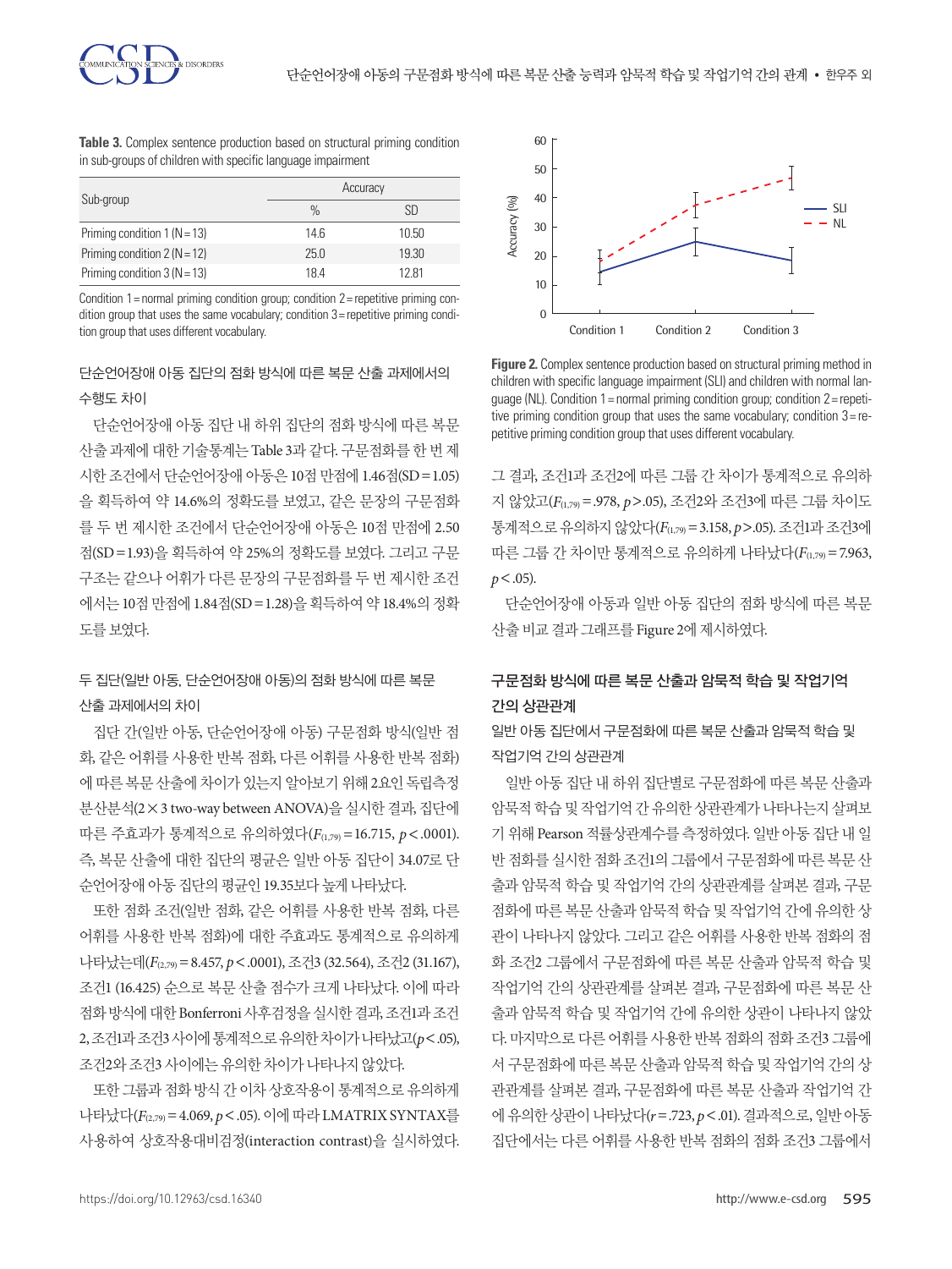**Table 3.** Complex sentence production based on structural priming condition in sub-groups of children with specific language impairment

| Sub-group | Accuracy | |
|---|---|---|
| | % | SD |
| Priming condition 1 (N = 13) | 14.6 | 10.50 |
| Priming condition 2 (N = 12) | 25.0 | 19.30 |
| Priming condition 3 (N = 13) | 18.4 | 12.81 |

Condition 1 = normal priming condition group; condition 2 = repetitive priming condition group that uses the same vocabulary; condition 3 = repetitive priming condition group that uses different vocabulary.

### 단순언어장애 아동 집단의 점화 방식에 따른 복문 산출 과제에서의 수행도 차이

단순언어장애 아동 집단 내 하위 집단의 점화 방식에 따른 복문 산출 과제에 대한 기술통계는 Table 3과 같다. 구문점화를 한 번 제시한 조건에서 단순언어장애 아동은 10점 만점에 1.46점(SD = 1.05)을 획득하여 약 14.6%의 정확도를 보였고, 같은 문장의 구문점화를 두 번 제시한 조건에서 단순언어장애 아동은 10점 만점에 2.50점(SD = 1.93)을 획득하여 약 25%의 정확도를 보였다. 그리고 구문 구조는 같으나 어휘가 다른 문장의 구문점화를 두 번 제시한 조건에서는 10점 만점에 1.84점(SD = 1.28)을 획득하여 약 18.4%의 정확도를 보였다.

### 두 집단(일반 아동, 단순언어장애 아동)의 점화 방식에 따른 복문 산출 과제에서의 차이

집단 간(일반 아동, 단순언어장애 아동) 구문점화 방식(일반 점화, 같은 어휘를 사용한 반복 점화, 다른 어휘를 사용한 반복 점화)에 따른 복문 산출에 차이가 있는지 알아보기 위해 2요인 독립측정 분산분석(2 × 3 two-way between ANOVA)을 실시한 결과, 집단에 따른 주효과가 통계적으로 유의하였다($F_{(1,79)}$ = 16.715, $p$ < .0001). 즉, 복문 산출에 대한 집단의 평균은 일반 아동 집단이 34.07로 단순언어장애 아동 집단의 평균인 19.35보다 높게 나타났다.

또한 점화 조건(일반 점화, 같은 어휘를 사용한 반복 점화, 다른 어휘를 사용한 반복 점화)에 대한 주효과도 통계적으로 유의하게 나타났는데($F_{(2,79)}$ = 8.457, $p$ < .0001), 조건3 (32.564), 조건2 (31.167), 조건1 (16.425) 순으로 복문 산출 점수가 크게 나타났다. 이에 따라 점화 방식에 대한 Bonferroni 사후검정을 실시한 결과, 조건1과 조건2, 조건1과 조건3 사이에 통계적으로 유의한 차이가 나타났고($p$ < .05), 조건2와 조건3 사이에는 유의한 차이가 나타나지 않았다.

또한 그룹과 점화 방식 간 이차 상호작용이 통계적으로 유의하게 나타났다($F_{(2,79)}$ = 4.069, $p$ < .05). 이에 따라 LMATRIX SYNTAX를 사용하여 상호작용대비검정(interaction contrast)을 실시하였다.

**Figure 2.** Complex sentence production based on structural priming method in children with specific language impairment (SLI) and children with normal language (NL). Condition 1 = normal priming condition group; condition 2 = repetitive priming condition group that uses the same vocabulary; condition 3 = repetitive priming condition group that uses different vocabulary.

그 결과, 조건1과 조건2에 따른 그룹 간 차이가 통계적으로 유의하지 않았고($F_{(1,79)}$ = .978, $p$ > .05), 조건2와 조건3에 따른 그룹 차이도 통계적으로 유의하지 않았다($F_{(1,79)}$ = 3.158, $p$ > .05). 조건1과 조건3에 따른 그룹 간 차이만 통계적으로 유의하게 나타났다($F_{(1,79)}$ = 7.963, $p$ < .05).

단순언어장애 아동과 일반 아동 집단의 점화 방식에 따른 복문 산출 비교 결과 그래프를 Figure 2에 제시하였다.

## 구문점화 방식에 따른 복문 산출과 암묵적 학습 및 작업기억 간의 상관관계

### 일반 아동 집단에서 구문점화에 따른 복문 산출과 암묵적 학습 및 작업기억 간의 상관관계

일반 아동 집단 내 하위 집단별로 구문점화에 따른 복문 산출과 암묵적 학습 및 작업기억 간 유의한 상관관계가 나타나는지 살펴보기 위해 Pearson 적률상관계수를 측정하였다. 일반 아동 집단 내 일반 점화를 실시한 점화 조건1의 그룹에서 구문점화에 따른 복문 산출과 암묵적 학습 및 작업기억 간의 상관관계를 살펴본 결과, 구문점화에 따른 복문 산출과 암묵적 학습 및 작업기억 간에 유의한 상관이 나타나지 않았다. 그리고 같은 어휘를 사용한 반복 점화의 점화 조건2 그룹에서 구문점화에 따른 복문 산출과 암묵적 학습 및 작업기억 간의 상관관계를 살펴본 결과, 구문점화에 따른 복문 산출과 암묵적 학습 및 작업기억 간에 유의한 상관이 나타나지 않았다. 마지막으로 다른 어휘를 사용한 반복 점화의 점화 조건3 그룹에서 구문점화에 따른 복문 산출과 암묵적 학습 및 작업기억 간의 상관관계를 살펴본 결과, 구문점화에 따른 복문 산출과 작업기억 간에 유의한 상관이 나타났다($r$ = .723, $p$ < .01). 결과적으로, 일반 아동 집단에서는 다른 어휘를 사용한 반복 점화의 점화 조건3 그룹에서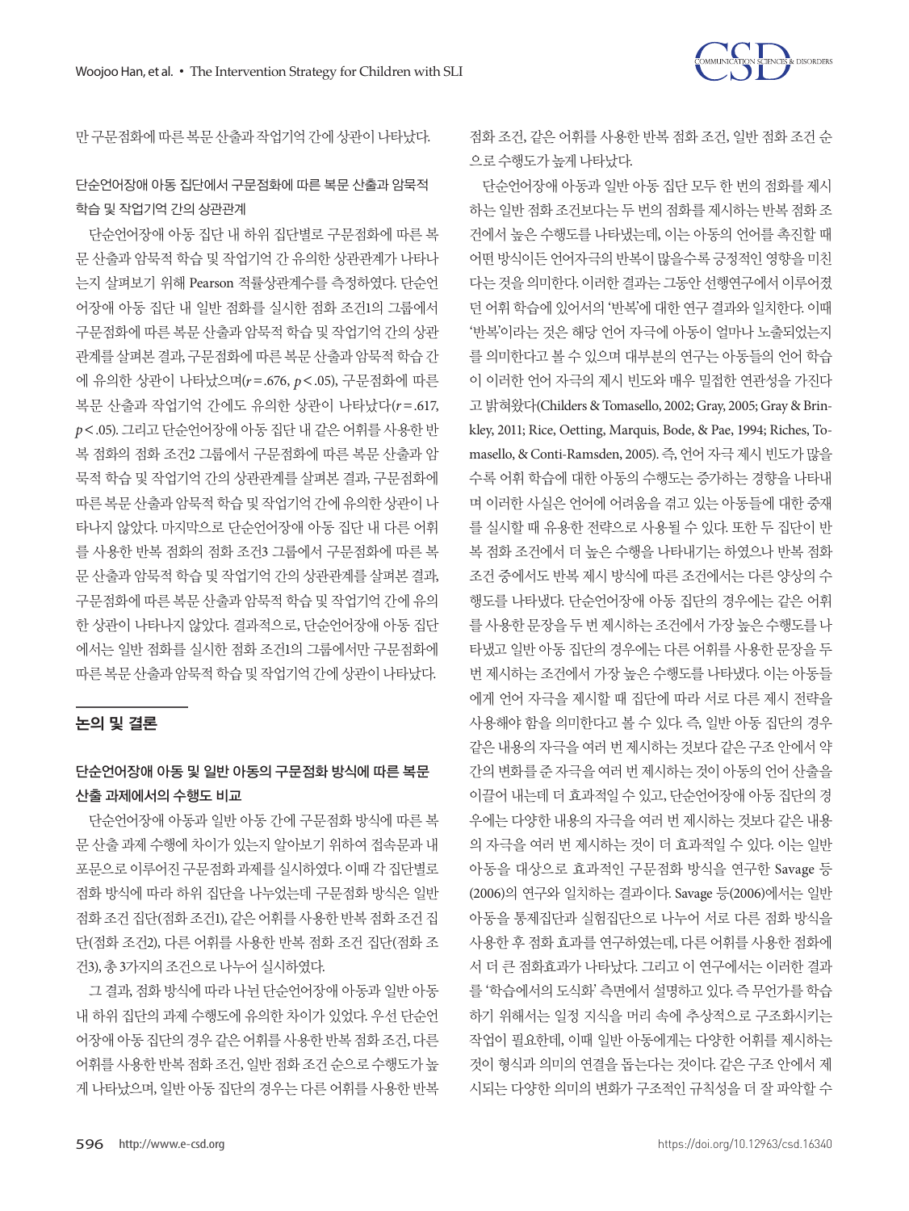만 구문점화에 따른 복문 산출과 작업기억 간에 상관이 나타났다.

### 단순언어장애 아동 집단에서 구문점화에 따른 복문 산출과 암묵적 학습 및 작업기억 간의 상관관계

단순언어장애 아동 집단 내 하위 집단별로 구문점화에 따른 복문 산출과 암묵적 학습 및 작업기억 간 유의한 상관관계가 나타나는지 살펴보기 위해 Pearson 적률상관계수를 측정하였다. 단순언어장애 아동 집단 내 일반 점화를 실시한 점화 조건1의 그룹에서 구문점화에 따른 복문 산출과 암묵적 학습 및 작업기억 간의 상관관계를 살펴본 결과, 구문점화에 따른 복문 산출과 암묵적 학습 간에 유의한 상관이 나타났으며($r=.676$, $p<.05$), 구문점화에 따른 복문 산출과 작업기억 간에도 유의한 상관이 나타났다($r=.617$, $p<.05$). 그리고 단순언어장애 아동 집단 내 같은 어휘를 사용한 반복 점화의 점화 조건2 그룹에서 구문점화에 따른 복문 산출과 암묵적 학습 및 작업기억 간의 상관관계를 살펴본 결과, 구문점화에 따른 복문 산출과 암묵적 학습 및 작업기억 간에 유의한 상관이 나타나지 않았다. 마지막으로 단순언어장애 아동 집단 내 다른 어휘를 사용한 반복 점화의 점화 조건3 그룹에서 구문점화에 따른 복문 산출과 암묵적 학습 및 작업기억 간의 상관관계를 살펴본 결과, 구문점화에 따른 복문 산출과 암묵적 학습 및 작업기억 간에 유의한 상관이 나타나지 않았다. 결과적으로, 단순언어장애 아동 집단에서는 일반 점화를 실시한 점화 조건1의 그룹에서만 구문점화에 따른 복문 산출과 암묵적 학습 및 작업기억 간에 상관이 나타났다.

## 논의 및 결론

### 단순언어장애 아동 및 일반 아동의 구문점화 방식에 따른 복문 산출 과제에서의 수행도 비교

단순언어장애 아동과 일반 아동 간에 구문점화 방식에 따른 복문 산출 과제 수행에 차이가 있는지 알아보기 위하여 접속문과 내포문으로 이루어진 구문점화 과제를 실시하였다. 이때 각 집단별로 점화 방식에 따라 하위 집단을 나누었는데 구문점화 방식은 일반 점화 조건 집단(점화 조건1), 같은 어휘를 사용한 반복 점화 조건 집단(점화 조건2), 다른 어휘를 사용한 반복 점화 조건 집단(점화 조건3), 총 3가지의 조건으로 나누어 실시하였다.

그 결과, 점화 방식에 따라 나뉜 단순언어장애 아동과 일반 아동 내 하위 집단의 과제 수행도에 유의한 차이가 있었다. 우선 단순언어장애 아동 집단의 경우 같은 어휘를 사용한 반복 점화 조건, 다른 어휘를 사용한 반복 점화 조건, 일반 점화 조건 순으로 수행도가 높게 나타났으며, 일반 아동 집단의 경우는 다른 어휘를 사용한 반복 점화 조건, 같은 어휘를 사용한 반복 점화 조건, 일반 점화 조건 순으로 수행도가 높게 나타났다.

단순언어장애 아동과 일반 아동 집단 모두 한 번의 점화를 제시하는 일반 점화 조건보다는 두 번의 점화를 제시하는 반복 점화 조건에서 높은 수행도를 나타냈는데, 이는 아동의 언어를 촉진할 때 어떤 방식이든 언어자극의 반복이 많을수록 긍정적인 영향을 미친다는 것을 의미한다. 이러한 결과는 그동안 선행연구에서 이루어졌던 어휘 학습에 있어서의 '반복'에 대한 연구 결과와 일치한다. 이때 '반복'이라는 것은 해당 언어 자극에 아동이 얼마나 노출되었는지를 의미한다고 볼 수 있으며 대부분의 연구는 아동들의 언어 학습이 이러한 언어 자극의 제시 빈도와 매우 밀접한 연관성을 가진다고 밝혀왔다(Childers & Tomasello, 2002; Gray, 2005; Gray & Brinkley, 2011; Rice, Oetting, Marquis, Bode, & Pae, 1994; Riches, Tomasello, & Conti-Ramsden, 2005). 즉, 언어 자극 제시 빈도가 많을수록 어휘 학습에 대한 아동의 수행도는 증가하는 경향을 나타내며 이러한 사실은 언어에 어려움을 겪고 있는 아동들에 대한 중재를 실시할 때 유용한 전략으로 사용될 수 있다. 또한 두 집단이 반복 점화 조건에서 더 높은 수행을 나타내기는 하였으나 반복 점화 조건 중에서도 반복 제시 방식에 따른 조건에서는 다른 양상의 수행도를 나타냈다. 단순언어장애 아동 집단의 경우에는 같은 어휘를 사용한 문장을 두 번 제시하는 조건에서 가장 높은 수행도를 나타냈고 일반 아동 집단의 경우에는 다른 어휘를 사용한 문장을 두 번 제시하는 조건에서 가장 높은 수행도를 나타냈다. 이는 아동들에게 언어 자극을 제시할 때 집단에 따라 서로 다른 제시 전략을 사용해야 함을 의미한다고 볼 수 있다. 즉, 일반 아동 집단의 경우 같은 내용의 자극을 여러 번 제시하는 것보다 같은 구조 안에서 약간의 변화를 준 자극을 여러 번 제시하는 것이 아동의 언어 산출을 이끌어 내는데 더 효과적일 수 있고, 단순언어장애 아동 집단의 경우에는 다양한 내용의 자극을 여러 번 제시하는 것보다 같은 내용의 자극을 여러 번 제시하는 것이 더 효과적일 수 있다. 이는 일반 아동을 대상으로 효과적인 구문점화 방식을 연구한 Savage 등(2006)의 연구와 일치하는 결과이다. Savage 등(2006)에서는 일반 아동을 통제집단과 실험집단으로 나누어 서로 다른 점화 방식을 사용한 후 점화 효과를 연구하였는데, 다른 어휘를 사용한 점화에서 더 큰 점화효과가 나타났다. 그리고 이 연구에서는 이러한 결과를 '학습에서의 도식화' 측면에서 설명하고 있다. 즉 무언가를 학습하기 위해서는 일정 지식을 머리 속에 추상적으로 구조화시키는 작업이 필요한데, 이때 일반 아동에게는 다양한 어휘를 제시하는 것이 형식과 의미의 연결을 돕는다는 것이다. 같은 구조 안에서 제시되는 다양한 의미의 변화가 구조적인 규칙성을 더 잘 파악할 수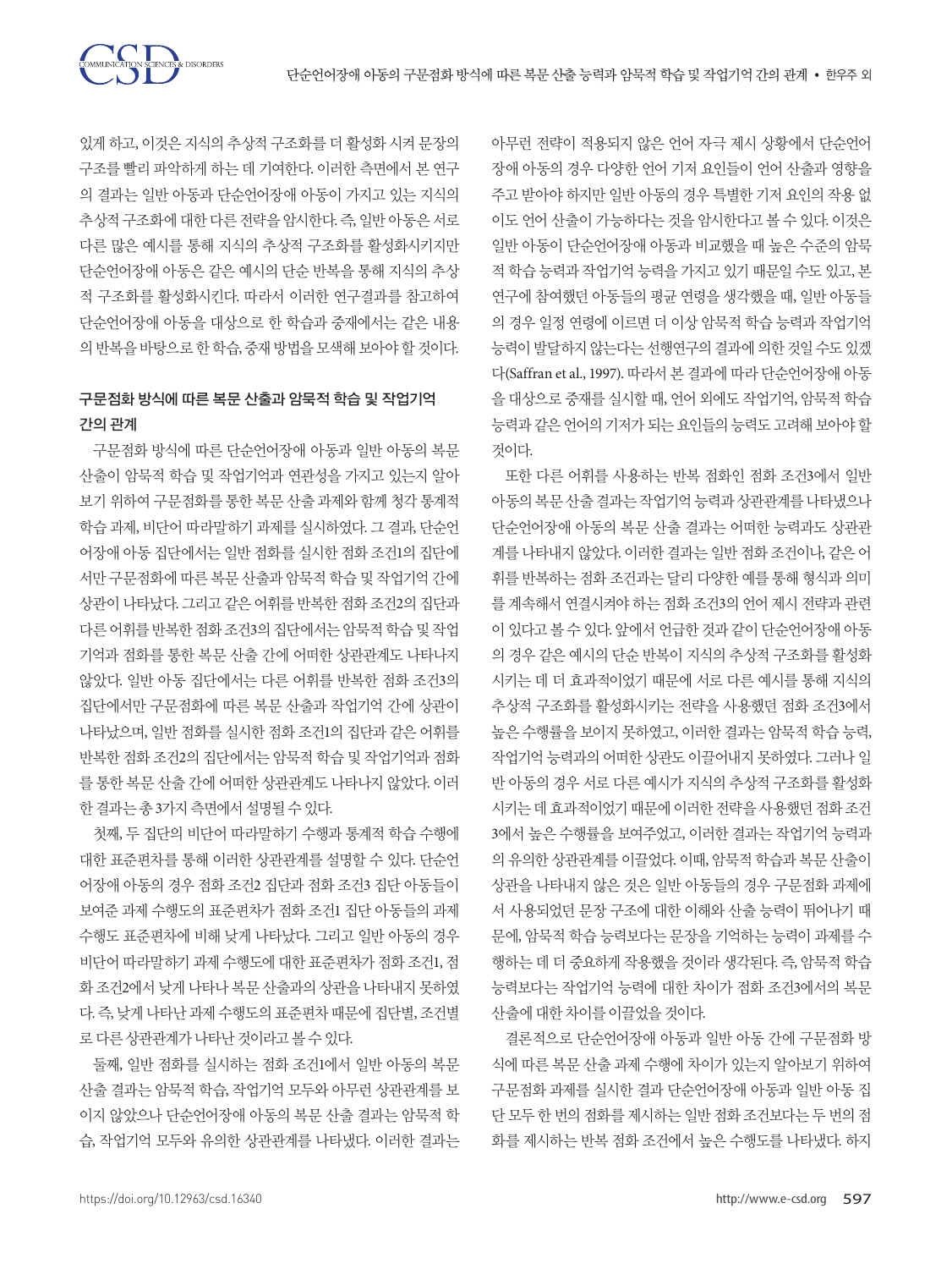있게 하고, 이것은 지식의 추상적 구조화를 더 활성화 시켜 문장의 구조를 빨리 파악하게 하는 데 기여한다. 이러한 측면에서 본 연구의 결과는 일반 아동과 단순언어장애 아동이 가지고 있는 지식의 추상적 구조화에 대한 다른 전략을 암시한다. 즉, 일반 아동은 서로 다른 많은 예시를 통해 지식의 추상적 구조화를 활성화시키지만 단순언어장애 아동은 같은 예시의 단순 반복을 통해 지식의 추상적 구조화를 활성화시킨다. 따라서 이러한 연구결과를 참고하여 단순언어장애 아동을 대상으로 한 학습과 중재에서는 같은 내용의 반복을 바탕으로 한 학습, 중재 방법을 모색해 보아야 할 것이다.

### 구문점화 방식에 따른 복문 산출과 암묵적 학습 및 작업기억 간의 관계

구문점화 방식에 따른 단순언어장애 아동과 일반 아동의 복문 산출이 암묵적 학습 및 작업기억과 연관성을 가지고 있는지 알아보기 위하여 구문점화를 통한 복문 산출 과제와 함께 청각 통계적 학습 과제, 비단어 따라말하기 과제를 실시하였다. 그 결과, 단순언어장애 아동 집단에서는 일반 점화를 실시한 점화 조건1의 집단에서만 구문점화에 따른 복문 산출과 암묵적 학습 및 작업기억 간에 상관이 나타났다. 그리고 같은 어휘를 반복한 점화 조건2의 집단과 다른 어휘를 반복한 점화 조건3의 집단에서는 암묵적 학습 및 작업기억과 점화를 통한 복문 산출 간에 어떠한 상관관계도 나타나지 않았다. 일반 아동 집단에서는 다른 어휘를 반복한 점화 조건3의 집단에서만 구문점화에 따른 복문 산출과 작업기억 간에 상관이 나타났으며, 일반 점화를 실시한 점화 조건1의 집단과 같은 어휘를 반복한 점화 조건2의 집단에서는 암묵적 학습 및 작업기억과 점화를 통한 복문 산출 간에 어떠한 상관관계도 나타나지 않았다. 이러한 결과는 총 3가지 측면에서 설명될 수 있다.

첫째, 두 집단의 비단어 따라말하기 수행과 통계적 학습 수행에 대한 표준편차를 통해 이러한 상관관계를 설명할 수 있다. 단순언어장애 아동의 경우 점화 조건2 집단과 점화 조건3 집단 아동들이 보여준 과제 수행도의 표준편차가 점화 조건1 집단 아동들의 과제 수행도 표준편차에 비해 낮게 나타났다. 그리고 일반 아동의 경우 비단어 따라말하기 과제 수행도에 대한 표준편차가 점화 조건1, 점화 조건2에서 낮게 나타나 복문 산출과의 상관을 나타내지 못하였다. 즉, 낮게 나타난 과제 수행도의 표준편차 때문에 집단별, 조건별로 다른 상관관계가 나타난 것이라고 볼 수 있다.

둘째, 일반 점화를 실시하는 점화 조건1에서 일반 아동의 복문 산출 결과는 암묵적 학습, 작업기억 모두와 아무런 상관관계를 보이지 않았으나 단순언어장애 아동의 복문 산출 결과는 암묵적 학습, 작업기억 모두와 유의한 상관관계를 나타냈다. 이러한 결과는 아무런 전략이 적용되지 않은 언어 자극 제시 상황에서 단순언어장애 아동의 경우 다양한 언어 기저 요인들이 언어 산출과 영향을 주고 받아야 하지만 일반 아동의 경우 특별한 기저 요인의 작용 없이도 언어 산출이 가능하다는 것을 암시한다고 볼 수 있다. 이것은 일반 아동이 단순언어장애 아동과 비교했을 때 높은 수준의 암묵적 학습 능력과 작업기억 능력을 가지고 있기 때문일 수도 있고, 본 연구에 참여했던 아동들의 평균 연령을 생각했을 때, 일반 아동들의 경우 일정 연령에 이르면 더 이상 암묵적 학습 능력과 작업기억 능력이 발달하지 않는다는 선행연구의 결과에 의한 것일 수도 있겠다(Saffran et al., 1997). 따라서 본 결과에 따라 단순언어장애 아동을 대상으로 중재를 실시할 때, 언어 외에도 작업기억, 암묵적 학습 능력과 같은 언어의 기저가 되는 요인들의 능력도 고려해 보아야 할 것이다.

또한 다른 어휘를 사용하는 반복 점화인 점화 조건3에서 일반 아동의 복문 산출 결과는 작업기억 능력과 상관관계를 나타냈으나 단순언어장애 아동의 복문 산출 결과는 어떠한 능력과도 상관관계를 나타내지 않았다. 이러한 결과는 일반 점화 조건이나, 같은 어휘를 반복하는 점화 조건과는 달리 다양한 예를 통해 형식과 의미를 계속해서 연결시켜야 하는 점화 조건3의 언어 제시 전략과 관련이 있다고 볼 수 있다. 앞에서 언급한 것과 같이 단순언어장애 아동의 경우 같은 예시의 단순 반복이 지식의 추상적 구조화를 활성화 시키는 데 더 효과적이었기 때문에 서로 다른 예시를 통해 지식의 추상적 구조화를 활성화시키는 전략을 사용했던 점화 조건3에서 높은 수행률을 보이지 못하였고, 이러한 결과는 암묵적 학습 능력, 작업기억 능력과의 어떠한 상관도 이끌어내지 못하였다. 그러나 일반 아동의 경우 서로 다른 예시가 지식의 추상적 구조화를 활성화 시키는 데 효과적이었기 때문에 이러한 전략을 사용했던 점화 조건3에서 높은 수행률을 보여주었고, 이러한 결과는 작업기억 능력과의 유의한 상관관계를 이끌었다. 이때, 암묵적 학습과 복문 산출이 상관을 나타내지 않은 것은 일반 아동들의 경우 구문점화 과제에서 사용되었던 문장 구조에 대한 이해와 산출 능력이 뛰어나기 때문에, 암묵적 학습 능력보다는 문장을 기억하는 능력이 과제를 수행하는 데 더 중요하게 작용했을 것이라 생각된다. 즉, 암묵적 학습 능력보다는 작업기억 능력에 대한 차이가 점화 조건3에서의 복문 산출에 대한 차이를 이끌었을 것이다.

결론적으로 단순언어장애 아동과 일반 아동 간에 구문점화 방식에 따른 복문 산출 과제 수행에 차이가 있는지 알아보기 위하여 구문점화 과제를 실시한 결과 단순언어장애 아동과 일반 아동 집단 모두 한 번의 점화를 제시하는 일반 점화 조건보다는 두 번의 점화를 제시하는 반복 점화 조건에서 높은 수행도를 나타냈다. 하지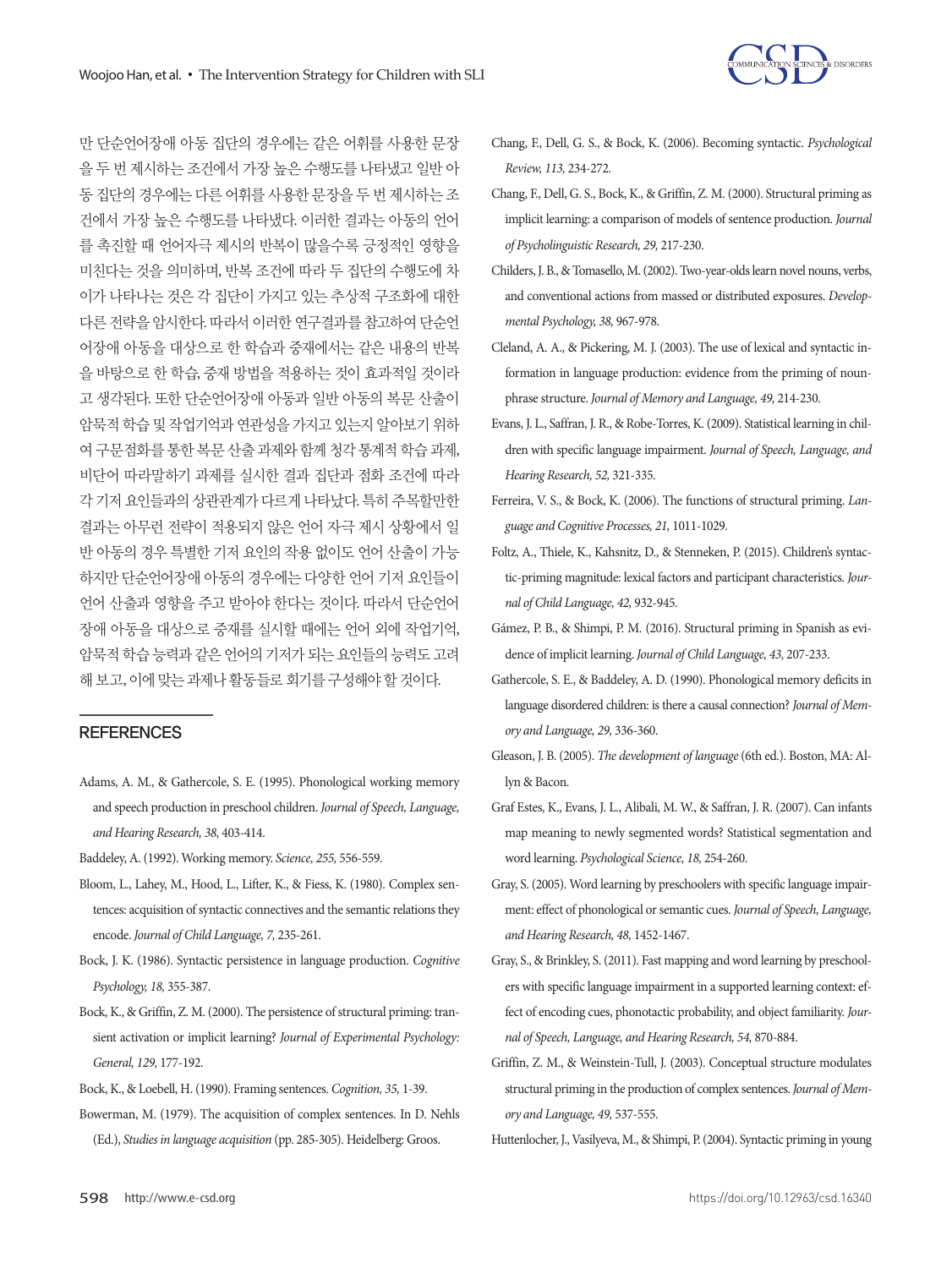만 단순언어장애 아동 집단의 경우에는 같은 어휘를 사용한 문장을 두 번 제시하는 조건에서 가장 높은 수행도를 나타냈고 일반 아동 집단의 경우에는 다른 어휘를 사용한 문장을 두 번 제시하는 조건에서 가장 높은 수행도를 나타냈다. 이러한 결과는 아동의 언어를 촉진할 때 언어자극 제시의 반복이 많을수록 긍정적인 영향을 미친다는 것을 의미하며, 반복 조건에 따라 두 집단의 수행도에 차이가 나타나는 것은 각 집단이 가지고 있는 추상적 구조화에 대한 다른 전략을 암시한다. 따라서 이러한 연구결과를 참고하여 단순언어장애 아동을 대상으로 한 학습과 중재에서는 같은 내용의 반복을 바탕으로 한 학습, 중재 방법을 적용하는 것이 효과적일 것이라고 생각된다. 또한 단순언어장애 아동과 일반 아동의 복문 산출이 암묵적 학습 및 작업기억과 연관성을 가지고 있는지 알아보기 위하여 구문점화를 통한 복문 산출 과제와 함께 청각 통계적 학습 과제, 비단어 따라말하기 과제를 실시한 결과 집단과 점화 조건에 따라 각 기저 요인들과의 상관관계가 다르게 나타났다. 특히 주목할만한 결과는 아무런 전략이 적용되지 않은 언어 자극 제시 상황에서 일반 아동의 경우 특별한 기저 요인의 작용 없이도 언어 산출이 가능하지만 단순언어장애 아동의 경우에는 다양한 언어 기저 요인들이 언어 산출과 영향을 주고 받아야 한다는 것이다. 따라서 단순언어장애 아동을 대상으로 중재를 실시할 때에는 언어 외에 작업기억, 암묵적 학습 능력과 같은 언어의 기저가 되는 요인들의 능력도 고려해 보고, 이에 맞는 과제나 활동들로 회기를 구성해야 할 것이다.

## REFERENCES

Adams, A. M., & Gathercole, S. E. (1995). Phonological working memory and speech production in preschool children. *Journal of Speech, Language, and Hearing Research, 38,* 403-414.

Baddeley, A. (1992). Working memory. *Science, 255,* 556-559.

Bloom, L., Lahey, M., Hood, L., Lifter, K., & Fiess, K. (1980). Complex sentences: acquisition of syntactic connectives and the semantic relations they encode. *Journal of Child Language, 7,* 235-261.

Bock, J. K. (1986). Syntactic persistence in language production. *Cognitive Psychology, 18,* 355-387.

Bock, K., & Griffin, Z. M. (2000). The persistence of structural priming: transient activation or implicit learning? *Journal of Experimental Psychology: General, 129,* 177-192.

Bock, K., & Loebell, H. (1990). Framing sentences. *Cognition, 35,* 1-39.

Bowerman, M. (1979). The acquisition of complex sentences. In D. Nehls (Ed.), *Studies in language acquisition* (pp. 285-305). Heidelberg: Groos.

Chang, F., Dell, G. S., & Bock, K. (2006). Becoming syntactic. *Psychological Review, 113,* 234-272.

Chang, F., Dell, G. S., Bock, K., & Griffin, Z. M. (2000). Structural priming as implicit learning: a comparison of models of sentence production. *Journal of Psycholinguistic Research, 29,* 217-230.

Childers, J. B., & Tomasello, M. (2002). Two-year-olds learn novel nouns, verbs, and conventional actions from massed or distributed exposures. *Developmental Psychology, 38,* 967-978.

Cleland, A. A., & Pickering, M. J. (2003). The use of lexical and syntactic information in language production: evidence from the priming of noun-phrase structure. *Journal of Memory and Language, 49,* 214-230.

Evans, J. L., Saffran, J. R., & Robe-Torres, K. (2009). Statistical learning in children with specific language impairment. *Journal of Speech, Language, and Hearing Research, 52,* 321-335.

Ferreira, V. S., & Bock, K. (2006). The functions of structural priming. *Language and Cognitive Processes, 21,* 1011-1029.

Foltz, A., Thiele, K., Kahsnitz, D., & Stenneken, P. (2015). Children's syntactic-priming magnitude: lexical factors and participant characteristics. *Journal of Child Language, 42,* 932-945.

Gámez, P. B., & Shimpi, P. M. (2016). Structural priming in Spanish as evidence of implicit learning. *Journal of Child Language, 43,* 207-233.

Gathercole, S. E., & Baddeley, A. D. (1990). Phonological memory deficits in language disordered children: is there a causal connection? *Journal of Memory and Language, 29,* 336-360.

Gleason, J. B. (2005). *The development of language* (6th ed.). Boston, MA: Allyn & Bacon.

Graf Estes, K., Evans, J. L., Alibali, M. W., & Saffran, J. R. (2007). Can infants map meaning to newly segmented words? Statistical segmentation and word learning. *Psychological Science, 18,* 254-260.

Gray, S. (2005). Word learning by preschoolers with specific language impairment: effect of phonological or semantic cues. *Journal of Speech, Language, and Hearing Research, 48,* 1452-1467.

Gray, S., & Brinkley, S. (2011). Fast mapping and word learning by preschoolers with specific language impairment in a supported learning context: effect of encoding cues, phonotactic probability, and object familiarity. *Journal of Speech, Language, and Hearing Research, 54,* 870-884.

Griffin, Z. M., & Weinstein-Tull, J. (2003). Conceptual structure modulates structural priming in the production of complex sentences. *Journal of Memory and Language, 49,* 537-555.

Huttenlocher, J., Vasilyeva, M., & Shimpi, P. (2004). Syntactic priming in young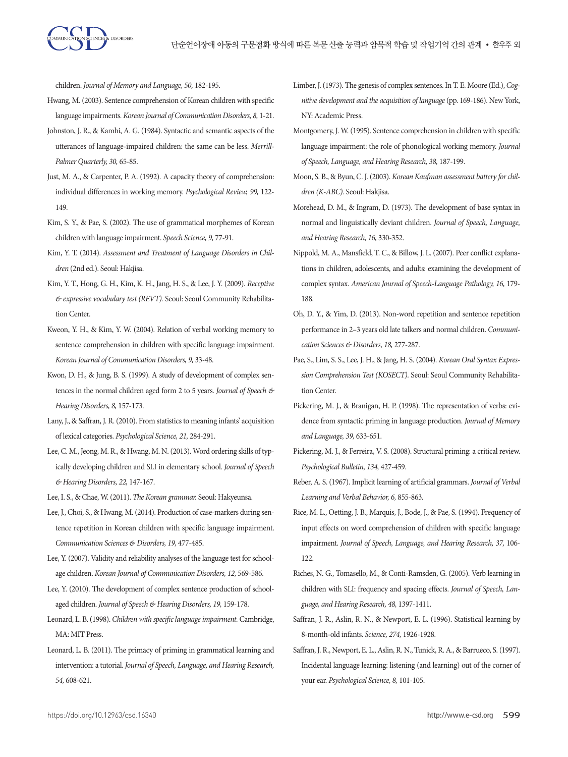children. *Journal of Memory and Language, 50,* 182-195.

Hwang, M. (2003). Sentence comprehension of Korean children with specific language impairments. *Korean Journal of Communication Disorders, 8,* 1-21.

Johnston, J. R., & Kamhi, A. G. (1984). Syntactic and semantic aspects of the utterances of language-impaired children: the same can be less. *Merrill-Palmer Quarterly, 30,* 65-85.

Just, M. A., & Carpenter, P. A. (1992). A capacity theory of comprehension: individual differences in working memory. *Psychological Review, 99,* 122-149.

Kim, S. Y., & Pae, S. (2002). The use of grammatical morphemes of Korean children with language impairment. *Speech Science, 9,* 77-91.

Kim, Y. T. (2014). *Assessment and Treatment of Language Disorders in Children* (2nd ed.). Seoul: Hakjisa.

Kim, Y. T., Hong, G. H., Kim, K. H., Jang, H. S., & Lee, J. Y. (2009). *Receptive & expressive vocabulary test (REVT).* Seoul: Seoul Community Rehabilitation Center.

Kweon, Y. H., & Kim, Y. W. (2004). Relation of verbal working memory to sentence comprehension in children with specific language impairment. *Korean Journal of Communication Disorders, 9,* 33-48.

Kwon, D. H., & Jung, B. S. (1999). A study of development of complex sentences in the normal children aged form 2 to 5 years. *Journal of Speech & Hearing Disorders, 8,* 157-173.

Lany, J., & Saffran, J. R. (2010). From statistics to meaning infants' acquisition of lexical categories. *Psychological Science, 21,* 284-291.

Lee, C. M., Jeong, M. R., & Hwang, M. N. (2013). Word ordering skills of typically developing children and SLI in elementary school. *Journal of Speech & Hearing Disorders, 22,* 147-167.

Lee, I. S., & Chae, W. (2011). *The Korean grammar.* Seoul: Hakyeunsa.

Lee, J., Choi, S., & Hwang, M. (2014). Production of case-markers during sentence repetition in Korean children with specific language impairment. *Communication Sciences & Disorders, 19,* 477-485.

Lee, Y. (2007). Validity and reliability analyses of the language test for school-age children. *Korean Journal of Communication Disorders, 12,* 569-586.

Lee, Y. (2010). The development of complex sentence production of school-aged children. *Journal of Speech & Hearing Disorders, 19,* 159-178.

Leonard, L. B. (1998). *Children with specific language impairment.* Cambridge, MA: MIT Press.

Leonard, L. B. (2011). The primacy of priming in grammatical learning and intervention: a tutorial. *Journal of Speech, Language, and Hearing Research, 54,* 608-621.

Limber, J. (1973). The genesis of complex sentences. In T. E. Moore (Ed.), *Cognitive development and the acquisition of language* (pp. 169-186). New York, NY: Academic Press.

Montgomery, J. W. (1995). Sentence comprehension in children with specific language impairment: the role of phonological working memory. *Journal of Speech, Language, and Hearing Research, 38,* 187-199.

Moon, S. B., & Byun, C. J. (2003). *Korean Kaufman assessment battery for children (K-ABC).* Seoul: Hakjisa.

Morehead, D. M., & Ingram, D. (1973). The development of base syntax in normal and linguistically deviant children. *Journal of Speech, Language, and Hearing Research, 16,* 330-352.

Nippold, M. A., Mansfield, T. C., & Billow, J. L. (2007). Peer conflict explanations in children, adolescents, and adults: examining the development of complex syntax. *American Journal of Speech-Language Pathology, 16,* 179-188.

Oh, D. Y., & Yim, D. (2013). Non-word repetition and sentence repetition performance in 2–3 years old late talkers and normal children. *Communication Sciences & Disorders, 18,* 277-287.

Pae, S., Lim, S. S., Lee, J. H., & Jang, H. S. (2004). *Korean Oral Syntax Expression Comprehension Test (KOSECT).* Seoul: Seoul Community Rehabilitation Center.

Pickering, M. J., & Branigan, H. P. (1998). The representation of verbs: evidence from syntactic priming in language production. *Journal of Memory and Language, 39,* 633-651.

Pickering, M. J., & Ferreira, V. S. (2008). Structural priming: a critical review. *Psychological Bulletin, 134,* 427-459.

Reber, A. S. (1967). Implicit learning of artificial grammars. *Journal of Verbal Learning and Verbal Behavior, 6,* 855-863.

Rice, M. L., Oetting, J. B., Marquis, J., Bode, J., & Pae, S. (1994). Frequency of input effects on word comprehension of children with specific language impairment. *Journal of Speech, Language, and Hearing Research, 37,* 106-122.

Riches, N. G., Tomasello, M., & Conti-Ramsden, G. (2005). Verb learning in children with SLI: frequency and spacing effects. *Journal of Speech, Language, and Hearing Research, 48,* 1397-1411.

Saffran, J. R., Aslin, R. N., & Newport, E. L. (1996). Statistical learning by 8-month-old infants. *Science, 274,* 1926-1928.

Saffran, J. R., Newport, E. L., Aslin, R. N., Tunick, R. A., & Barrueco, S. (1997). Incidental language learning: listening (and learning) out of the corner of your ear. *Psychological Science, 8,* 101-105.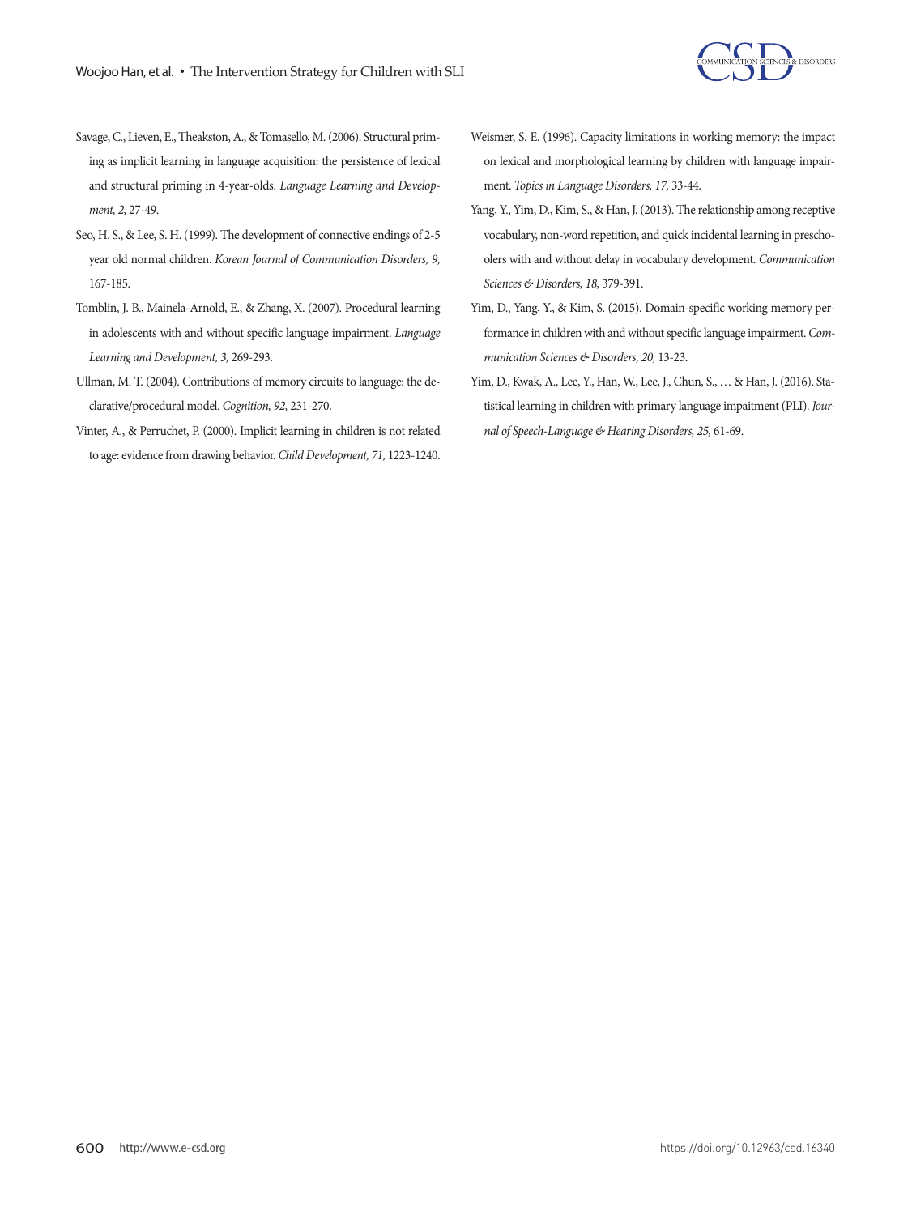Savage, C., Lieven, E., Theakston, A., & Tomasello, M. (2006). Structural priming as implicit learning in language acquisition: the persistence of lexical and structural priming in 4-year-olds. *Language Learning and Development, 2,* 27-49.

Seo, H. S., & Lee, S. H. (1999). The development of connective endings of 2-5 year old normal children. *Korean Journal of Communication Disorders, 9,* 167-185.

Tomblin, J. B., Mainela-Arnold, E., & Zhang, X. (2007). Procedural learning in adolescents with and without specific language impairment. *Language Learning and Development, 3,* 269-293.

Ullman, M. T. (2004). Contributions of memory circuits to language: the declarative/procedural model. *Cognition, 92,* 231-270.

Vinter, A., & Perruchet, P. (2000). Implicit learning in children is not related to age: evidence from drawing behavior. *Child Development, 71,* 1223-1240.

Weismer, S. E. (1996). Capacity limitations in working memory: the impact on lexical and morphological learning by children with language impairment. *Topics in Language Disorders, 17,* 33-44.

Yang, Y., Yim, D., Kim, S., & Han, J. (2013). The relationship among receptive vocabulary, non-word repetition, and quick incidental learning in preschoolers with and without delay in vocabulary development. *Communication Sciences & Disorders, 18,* 379-391.

Yim, D., Yang, Y., & Kim, S. (2015). Domain-specific working memory performance in children with and without specific language impairment. *Communication Sciences & Disorders, 20,* 13-23.

Yim, D., Kwak, A., Lee, Y., Han, W., Lee, J., Chun, S., … & Han, J. (2016). Statistical learning in children with primary language impaitment (PLI). *Journal of Speech-Language & Hearing Disorders, 25,* 61-69.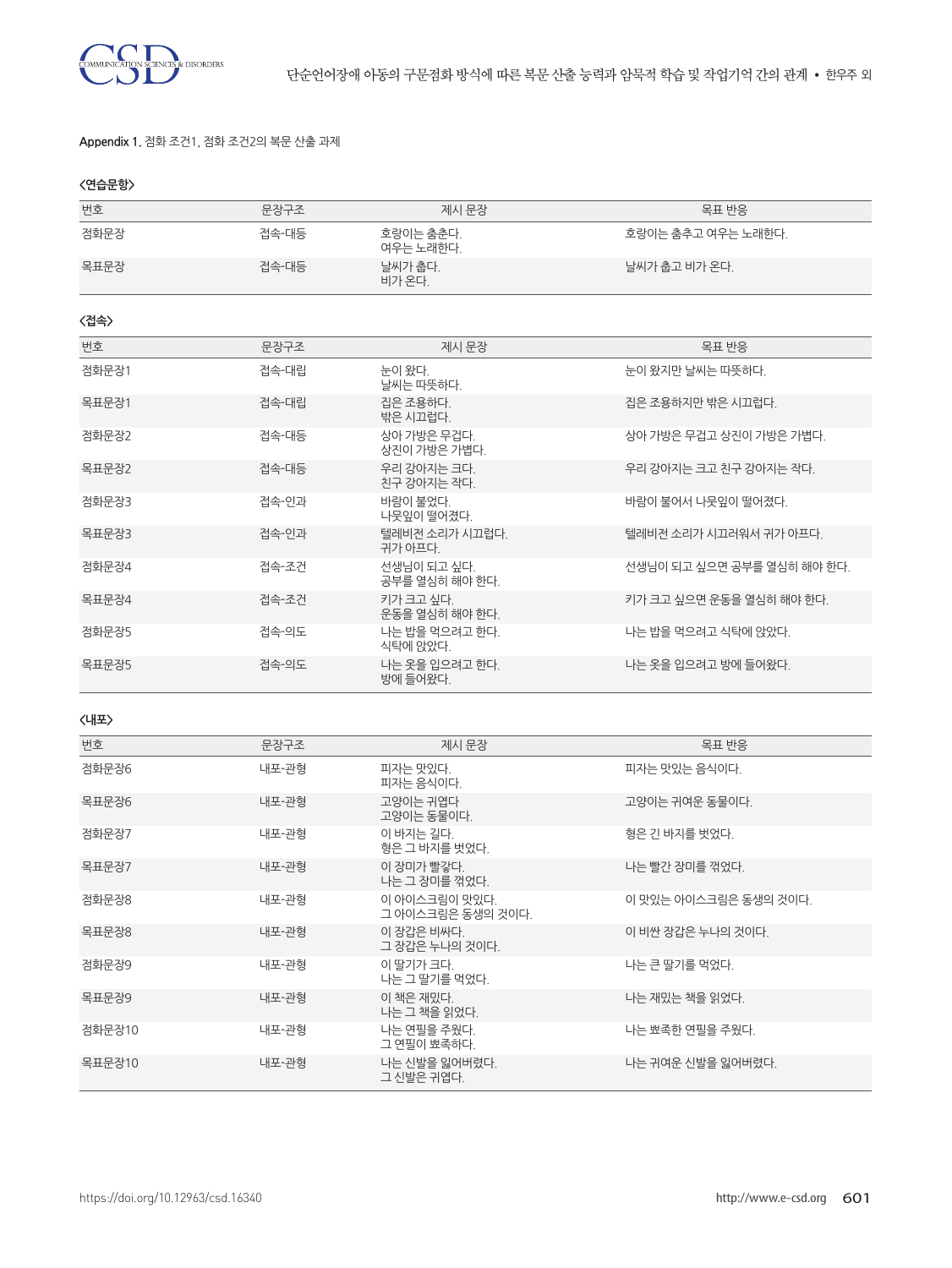Appendix 1. 점화 조건1, 점화 조건2의 복문 산출 과제

**<연습문항>**

| 번호 | 문장구조 | 제시 문장 | 목표 반응 |
|---|---|---|---|
| 점화문장 | 접속-대등 | 호랑이는 춤춘다.<br>여우는 노래한다. | 호랑이는 춤추고 여우는 노래한다. |
| 목표문장 | 접속-대등 | 날씨가 춥다.<br>비가 온다. | 날씨가 춥고 비가 온다. |

**<접속>**

| 번호 | 문장구조 | 제시 문장 | 목표 반응 |
|---|---|---|---|
| 점화문장1 | 접속-대립 | 눈이 왔다.<br>날씨는 따뜻하다. | 눈이 왔지만 날씨는 따뜻하다. |
| 목표문장1 | 접속-대립 | 집은 조용하다.<br>밖은 시끄럽다. | 집은 조용하지만 밖은 시끄럽다. |
| 점화문장2 | 접속-대등 | 상아 가방은 무겁다.<br>상진이 가방은 가볍다. | 상아 가방은 무겁고 상진이 가방은 가볍다. |
| 목표문장2 | 접속-대등 | 우리 강아지는 크다.<br>친구 강아지는 작다. | 우리 강아지는 크고 친구 강아지는 작다. |
| 점화문장3 | 접속-인과 | 바람이 불었다.<br>나뭇잎이 떨어졌다. | 바람이 불어서 나뭇잎이 떨어졌다. |
| 목표문장3 | 접속-인과 | 텔레비전 소리가 시끄럽다.<br>귀가 아프다. | 텔레비전 소리가 시끄러워서 귀가 아프다. |
| 점화문장4 | 접속-조건 | 선생님이 되고 싶다.<br>공부를 열심히 해야 한다. | 선생님이 되고 싶으면 공부를 열심히 해야 한다. |
| 목표문장4 | 접속-조건 | 키가 크고 싶다.<br>운동을 열심히 해야 한다. | 키가 크고 싶으면 운동을 열심히 해야 한다. |
| 점화문장5 | 접속-의도 | 나는 밥을 먹으려고 한다.<br>식탁에 앉았다. | 나는 밥을 먹으려고 식탁에 앉았다. |
| 목표문장5 | 접속-의도 | 나는 옷을 입으려고 한다.<br>방에 들어왔다. | 나는 옷을 입으려고 방에 들어왔다. |

**<내포>**

| 번호 | 문장구조 | 제시 문장 | 목표 반응 |
|---|---|---|---|
| 점화문장6 | 내포-관형 | 피자는 맛있다.<br>피자는 음식이다. | 피자는 맛있는 음식이다. |
| 목표문장6 | 내포-관형 | 고양이는 귀엽다<br>고양이는 동물이다. | 고양이는 귀여운 동물이다. |
| 점화문장7 | 내포-관형 | 이 바지는 길다.<br>형은 그 바지를 벗었다. | 형은 긴 바지를 벗었다. |
| 목표문장7 | 내포-관형 | 이 장미가 빨갛다.<br>나는 그 장미를 꺾었다. | 나는 빨간 장미를 꺾었다. |
| 점화문장8 | 내포-관형 | 이 아이스크림이 맛있다.<br>그 아이스크림은 동생의 것이다. | 이 맛있는 아이스크림은 동생의 것이다. |
| 목표문장8 | 내포-관형 | 이 장갑은 비싸다.<br>그 장갑은 누나의 것이다. | 이 비싼 장갑은 누나의 것이다. |
| 점화문장9 | 내포-관형 | 이 딸기가 크다.<br>나는 그 딸기를 먹었다. | 나는 큰 딸기를 먹었다. |
| 목표문장9 | 내포-관형 | 이 책은 재밌다.<br>나는 그 책을 읽었다. | 나는 재밌는 책을 읽었다. |
| 점화문장10 | 내포-관형 | 나는 연필을 주웠다.<br>그 연필이 뾰족하다. | 나는 뾰족한 연필을 주웠다. |
| 목표문장10 | 내포-관형 | 나는 신발을 잃어버렸다.<br>그 신발은 귀엽다. | 나는 귀여운 신발을 잃어버렸다. |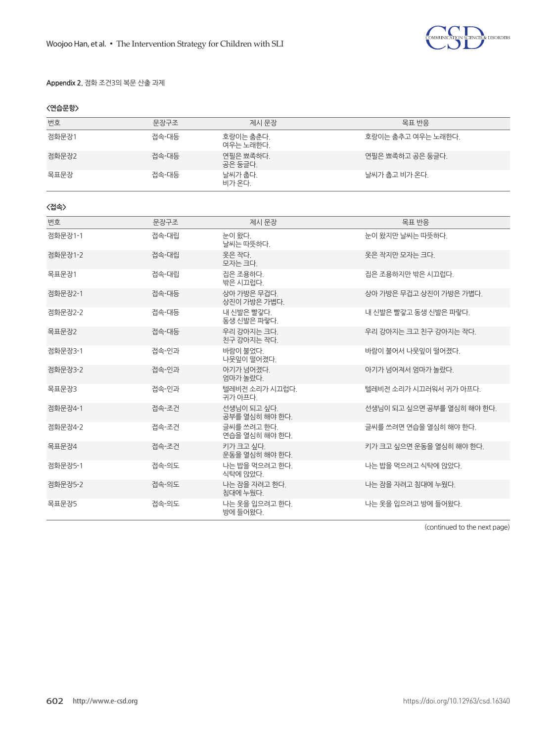Appendix 2. 점화 조건3의 복문 산출 과제

**<연습문항>**

| 번호 | 문장구조 | 제시 문장 | 목표 반응 |
|---|---|---|---|
| 점화문장1 | 접속-대등 | 호랑이는 춤춘다.<br>여우는 노래한다. | 호랑이는 춤추고 여우는 노래한다. |
| 점화문장2 | 접속-대등 | 연필은 뾰족하다.<br>공은 둥글다. | 연필은 뾰족하고 공은 둥글다. |
| 목표문장 | 접속-대등 | 날씨가 춥다.<br>비가 온다. | 날씨가 춥고 비가 온다. |

**<접속>**

| 번호 | 문장구조 | 제시 문장 | 목표 반응 |
|---|---|---|---|
| 점화문장1-1 | 접속-대립 | 눈이 왔다.<br>날씨는 따뜻하다. | 눈이 왔지만 날씨는 따뜻하다. |
| 점화문장1-2 | 접속-대립 | 옷은 작다.<br>모자는 크다. | 옷은 작지만 모자는 크다. |
| 목표문장1 | 접속-대립 | 집은 조용하다.<br>밖은 시끄럽다. | 집은 조용하지만 밖은 시끄럽다. |
| 점화문장2-1 | 접속-대등 | 상아 가방은 무겁다.<br>상진이 가방은 가볍다. | 상아 가방은 무겁고 상진이 가방은 가볍다. |
| 점화문장2-2 | 접속-대등 | 내 신발은 빨갛다.<br>동생 신발은 파랗다. | 내 신발은 빨갛고 동생 신발은 파랗다. |
| 목표문장2 | 접속-대등 | 우리 강아지는 크다.<br>친구 강아지는 작다. | 우리 강아지는 크고 친구 강아지는 작다. |
| 점화문장3-1 | 접속-인과 | 바람이 불었다.<br>나뭇잎이 떨어졌다. | 바람이 불어서 나뭇잎이 떨어졌다. |
| 점화문장3-2 | 접속-인과 | 아기가 넘어졌다.<br>엄마가 놀랐다. | 아기가 넘어져서 엄마가 놀랐다. |
| 목표문장3 | 접속-인과 | 텔레비전 소리가 시끄럽다.<br>귀가 아프다. | 텔레비전 소리가 시끄러워서 귀가 아프다. |
| 점화문장4-1 | 접속-조건 | 선생님이 되고 싶다.<br>공부를 열심히 해야 한다. | 선생님이 되고 싶으면 공부를 열심히 해야 한다. |
| 점화문장4-2 | 접속-조건 | 글씨를 쓰려고 한다.<br>연습을 열심히 해야 한다. | 글씨를 쓰려면 연습을 열심히 해야 한다. |
| 목표문장4 | 접속-조건 | 키가 크고 싶다.<br>운동을 열심히 해야 한다. | 키가 크고 싶으면 운동을 열심히 해야 한다. |
| 점화문장5-1 | 접속-의도 | 나는 밥을 먹으려고 한다.<br>식탁에 앉았다. | 나는 밥을 먹으려고 식탁에 앉았다. |
| 점화문장5-2 | 접속-의도 | 나는 잠을 자려고 한다.<br>침대에 누웠다. | 나는 잠을 자려고 침대에 누웠다. |
| 목표문장5 | 접속-의도 | 나는 옷을 입으려고 한다.<br>방에 들어왔다. | 나는 옷을 입으려고 방에 들어왔다. |

(continued to the next page)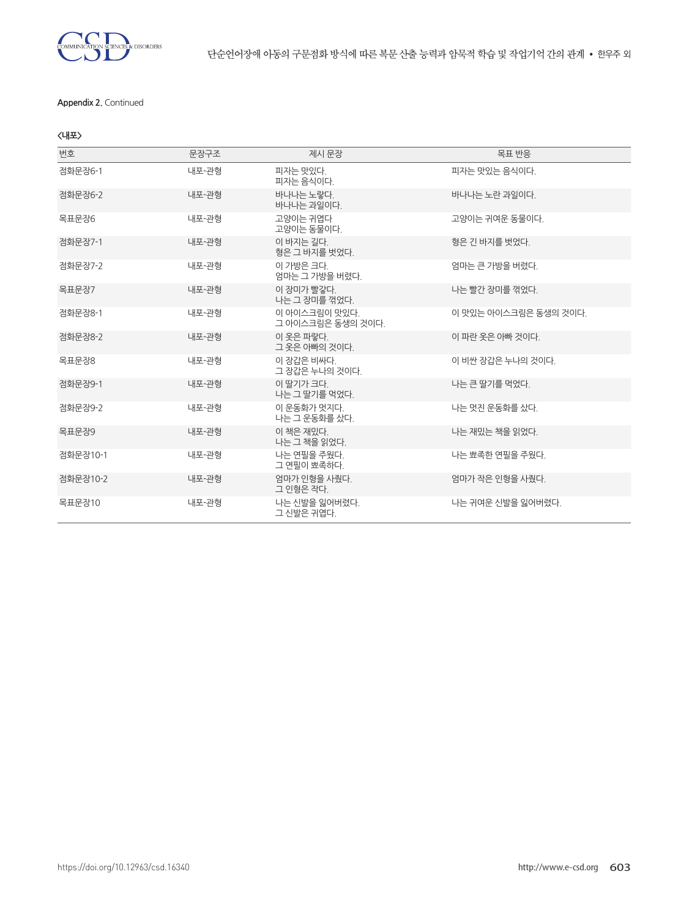**Appendix 2.** Continued

**<내포>**

| 번호 | 문장구조 | 제시 문장 | 목표 반응 |
|---|---|---|---|
| 점화문장6-1 | 내포-관형 | 피자는 맛있다.<br>피자는 음식이다. | 피자는 맛있는 음식이다. |
| 점화문장6-2 | 내포-관형 | 바나나는 노랗다.<br>바나나는 과일이다. | 바나나는 노란 과일이다. |
| 목표문장6 | 내포-관형 | 고양이는 귀엽다<br>고양이는 동물이다. | 고양이는 귀여운 동물이다. |
| 점화문장7-1 | 내포-관형 | 이 바지는 길다.<br>형은 그 바지를 벗었다. | 형은 긴 바지를 벗었다. |
| 점화문장7-2 | 내포-관형 | 이 가방은 크다.<br>엄마는 그 가방을 버렸다. | 엄마는 큰 가방을 버렸다. |
| 목표문장7 | 내포-관형 | 이 장미가 빨갛다.<br>나는 그 장미를 꺾었다. | 나는 빨간 장미를 꺾었다. |
| 점화문장8-1 | 내포-관형 | 이 아이스크림이 맛있다.<br>그 아이스크림은 동생의 것이다. | 이 맛있는 아이스크림은 동생의 것이다. |
| 점화문장8-2 | 내포-관형 | 이 옷은 파랗다.<br>그 옷은 아빠의 것이다. | 이 파란 옷은 아빠 것이다. |
| 목표문장8 | 내포-관형 | 이 장갑은 비싸다.<br>그 장갑은 누나의 것이다. | 이 비싼 장갑은 누나의 것이다. |
| 점화문장9-1 | 내포-관형 | 이 딸기가 크다.<br>나는 그 딸기를 먹었다. | 나는 큰 딸기를 먹었다. |
| 점화문장9-2 | 내포-관형 | 이 운동화가 멋지다.<br>나는 그 운동화를 샀다. | 나는 멋진 운동화를 샀다. |
| 목표문장9 | 내포-관형 | 이 책은 재밌다.<br>나는 그 책을 읽었다. | 나는 재밌는 책을 읽었다. |
| 점화문장10-1 | 내포-관형 | 나는 연필을 주웠다.<br>그 연필이 뾰족하다. | 나는 뾰족한 연필을 주웠다. |
| 점화문장10-2 | 내포-관형 | 엄마가 인형을 사줬다.<br>그 인형은 작다. | 엄마가 작은 인형을 사줬다. |
| 목표문장10 | 내포-관형 | 나는 신발을 잃어버렸다.<br>그 신발은 귀엽다. | 나는 귀여운 신발을 잃어버렸다. |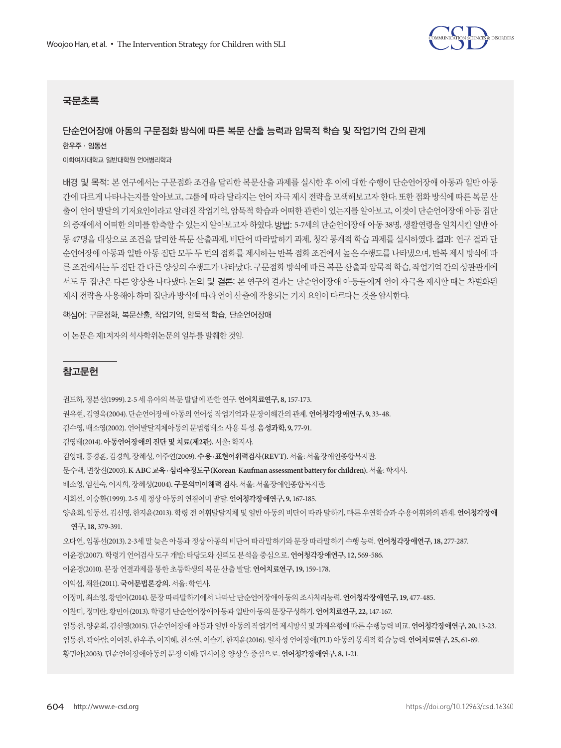## 국문초록

### 단순언어장애 아동의 구문점화 방식에 따른 복문 산출 능력과 암묵적 학습 및 작업기억 간의 관계

**한우주 · 임동선**

이화여자대학교 일반대학원 언어병리학과

**배경 및 목적:** 본 연구에서는 구문점화 조건을 달리한 복문산출 과제를 실시한 후 이에 대한 수행이 단순언어장애 아동과 일반 아동 간에 다르게 나타나는지를 알아보고, 그룹에 따라 달라지는 언어 자극 제시 전략을 모색해보고자 한다. 또한 점화 방식에 따른 복문 산출이 언어 발달의 기저요인이라고 알려진 작업기억, 암묵적 학습과 어떠한 관련이 있는지를 알아보고, 이것이 단순언어장애 아동 집단의 중재에서 어떠한 의미를 함축할 수 있는지 알아보고자 하였다. **방법:** 5-7세의 단순언어장애 아동 38명, 생활연령을 일치시킨 일반 아동 47명을 대상으로 조건을 달리한 복문 산출과제, 비단어 따라말하기 과제, 청각 통계적 학습 과제를 실시하였다. **결과:** 연구 결과 단순언어장애 아동과 일반 아동 집단 모두 두 번의 점화를 제시하는 반복 점화 조건에서 높은 수행도를 나타냈으며, 반복 제시 방식에 따른 조건에서는 두 집단 간 다른 양상의 수행도가 나타났다. 구문점화 방식에 따른 복문 산출과 암묵적 학습, 작업기억 간의 상관관계에서도 두 집단은 다른 양상을 나타냈다. **논의 및 결론:** 본 연구의 결과는 단순언어장애 아동들에게 언어 자극을 제시할 때는 차별화된 제시 전략을 사용해야 하며 집단과 방식에 따라 언어 산출에 작용되는 기저 요인이 다르다는 것을 암시한다.

핵심어: 구문점화, 복문산출, 작업기억, 암묵적 학습, 단순언어장애

이 논문은 제1저자의 석사학위논문의 일부를 발췌한 것임.

## 참고문헌

권도하, 정분선(1999). 2-5 세 유아의 복문 발달에 관한 연구. **언어치료연구, 8,** 157-173.

권유현, 김영욱(2004). 단순언어장애 아동의 언어성 작업기억과 문장이해간의 관계. **언어청각장애연구, 9,** 33-48.

김수영, 배소영(2002). 언어발달지체아동의 문법형태소 사용 특성. **음성과학, 9,** 77-91.

김영태(2014). **아동언어장애의 진단 및 치료(제2판).** 서울: 학지사.

김영태, 홍경훈, 김경희, 장혜성, 이주연(2009). **수용 · 표현어휘력검사(REVT).** 서울: 서울장애인종합복지관.

문수백, 변창진(2003). **K-ABC 교육 · 심리측정도구(Korean-Kaufman assessment battery for children).** 서울: 학지사.

배소영, 임선숙, 이지희, 장혜성(2004). **구문의미이해력 검사.** 서울: 서울장애인종합복지관.

서희선, 이승환(1999). 2-5 세 정상 아동의 연결어미 발달. **언어청각장애연구, 9,** 167-185.

양윤희, 임동선, 김신영, 한지윤(2013). 학령 전 어휘발달지체 및 일반 아동의 비단어 따라 말하기, 빠른 우연학습과 수용어휘와의 관계. **언어청각장애연구, 18,** 379-391.

오다연, 임동선(2013). 2-3세 말 늦은 아동과 정상 아동의 비단어 따라말하기와 문장 따라말하기 수행 능력. **언어청각장애연구, 18,** 277-287.

이윤경(2007). 학령기 언어검사 도구 개발: 타당도와 신뢰도 분석을 중심으로. **언어청각장애연구, 12,** 569-586.

이윤경(2010). 문장 연결과제를 통한 초등학생의 복문 산출 발달. **언어치료연구, 19,** 159-178.

이익섭, 채완(2011). **국어문법론강의.** 서울: 학연사.

이정미, 최소영, 황민아(2014). 문장 따라말하기에서 나타난 단순언어장애아동의 조사처리능력. **언어청각장애연구, 19,** 477-485.

이찬미, 정미란, 황민아(2013). 학령기 단순언어장애아동과 일반아동의 문장구성하기. **언어치료연구, 22,** 147-167.

임동선, 양윤희, 김신영(2015). 단순언어장애 아동과 일반 아동의 작업기억 제시방식 및 과제유형에 따른 수행능력 비교. **언어청각장애연구, 20,** 13-23.

임동선, 곽아람, 이여진, 한우주, 이지혜, 천소연, 이슬기, 한지윤(2016). 일차성 언어장애(PLI) 아동의 통계적 학습능력. **언어치료연구, 25,** 61-69.

황민아(2003). 단순언어장애아동의 문장 이해: 단서이용 양상을 중심으로. **언어청각장애연구, 8,** 1-21.